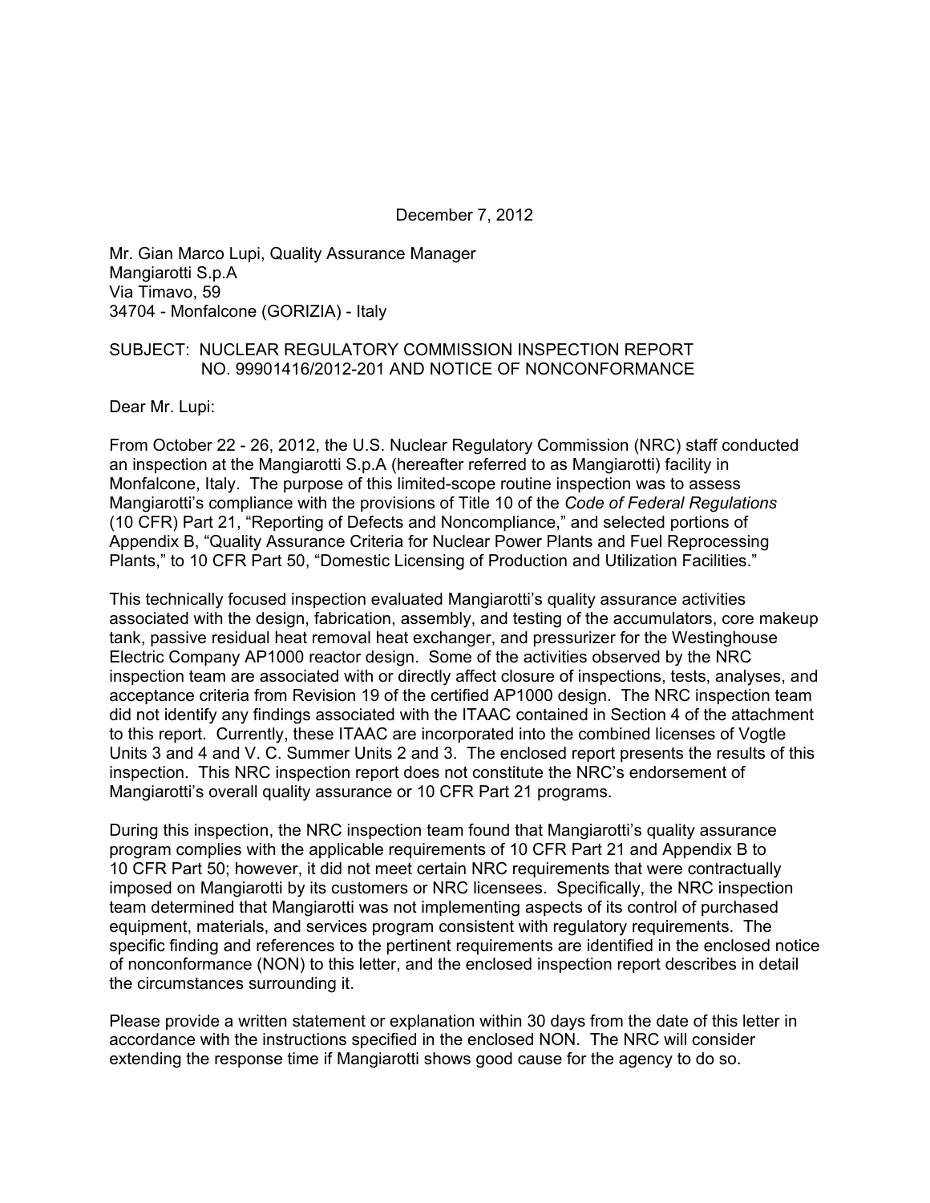December 7, 2012

Mr. Gian Marco Lupi, Quality Assurance Manager
Mangiarotti S.p.A
Via Timavo, 59
34704 - Monfalcone (GORIZIA) - Italy

SUBJECT: NUCLEAR REGULATORY COMMISSION INSPECTION REPORT NO. 99901416/2012-201 AND NOTICE OF NONCONFORMANCE

Dear Mr. Lupi:

From October 22 - 26, 2012, the U.S. Nuclear Regulatory Commission (NRC) staff conducted an inspection at the Mangiarotti S.p.A (hereafter referred to as Mangiarotti) facility in Monfalcone, Italy. The purpose of this limited-scope routine inspection was to assess Mangiarotti's compliance with the provisions of Title 10 of the *Code of Federal Regulations* (10 CFR) Part 21, "Reporting of Defects and Noncompliance," and selected portions of Appendix B, "Quality Assurance Criteria for Nuclear Power Plants and Fuel Reprocessing Plants," to 10 CFR Part 50, "Domestic Licensing of Production and Utilization Facilities."

This technically focused inspection evaluated Mangiarotti's quality assurance activities associated with the design, fabrication, assembly, and testing of the accumulators, core makeup tank, passive residual heat removal heat exchanger, and pressurizer for the Westinghouse Electric Company AP1000 reactor design. Some of the activities observed by the NRC inspection team are associated with or directly affect closure of inspections, tests, analyses, and acceptance criteria from Revision 19 of the certified AP1000 design. The NRC inspection team did not identify any findings associated with the ITAAC contained in Section 4 of the attachment to this report. Currently, these ITAAC are incorporated into the combined licenses of Vogtle Units 3 and 4 and V. C. Summer Units 2 and 3. The enclosed report presents the results of this inspection. This NRC inspection report does not constitute the NRC's endorsement of Mangiarotti's overall quality assurance or 10 CFR Part 21 programs.

During this inspection, the NRC inspection team found that Mangiarotti's quality assurance program complies with the applicable requirements of 10 CFR Part 21 and Appendix B to 10 CFR Part 50; however, it did not meet certain NRC requirements that were contractually imposed on Mangiarotti by its customers or NRC licensees. Specifically, the NRC inspection team determined that Mangiarotti was not implementing aspects of its control of purchased equipment, materials, and services program consistent with regulatory requirements. The specific finding and references to the pertinent requirements are identified in the enclosed notice of nonconformance (NON) to this letter, and the enclosed inspection report describes in detail the circumstances surrounding it.

Please provide a written statement or explanation within 30 days from the date of this letter in accordance with the instructions specified in the enclosed NON. The NRC will consider extending the response time if Mangiarotti shows good cause for the agency to do so.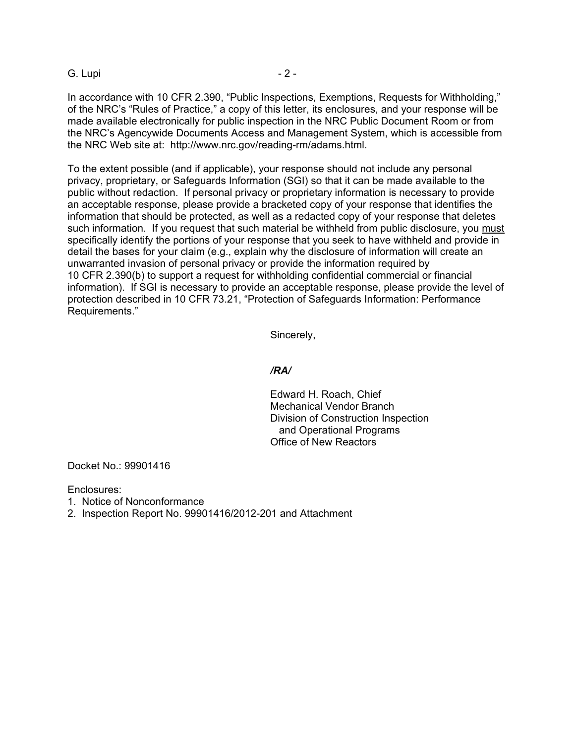In accordance with 10 CFR 2.390, "Public Inspections, Exemptions, Requests for Withholding," of the NRC's "Rules of Practice," a copy of this letter, its enclosures, and your response will be made available electronically for public inspection in the NRC Public Document Room or from the NRC's Agencywide Documents Access and Management System, which is accessible from the NRC Web site at: http://www.nrc.gov/reading-rm/adams.html.

To the extent possible (and if applicable), your response should not include any personal privacy, proprietary, or Safeguards Information (SGI) so that it can be made available to the public without redaction. If personal privacy or proprietary information is necessary to provide an acceptable response, please provide a bracketed copy of your response that identifies the information that should be protected, as well as a redacted copy of your response that deletes such information. If you request that such material be withheld from public disclosure, you must specifically identify the portions of your response that you seek to have withheld and provide in detail the bases for your claim (e.g., explain why the disclosure of information will create an unwarranted invasion of personal privacy or provide the information required by 10 CFR 2.390(b) to support a request for withholding confidential commercial or financial information). If SGI is necessary to provide an acceptable response, please provide the level of protection described in 10 CFR 73.21, "Protection of Safeguards Information: Performance Requirements."

Sincerely,

***/RA/***

Edward H. Roach, Chief
Mechanical Vendor Branch
Division of Construction Inspection
and Operational Programs
Office of New Reactors

Docket No.: 99901416

Enclosures:
1. Notice of Nonconformance
2. Inspection Report No. 99901416/2012-201 and Attachment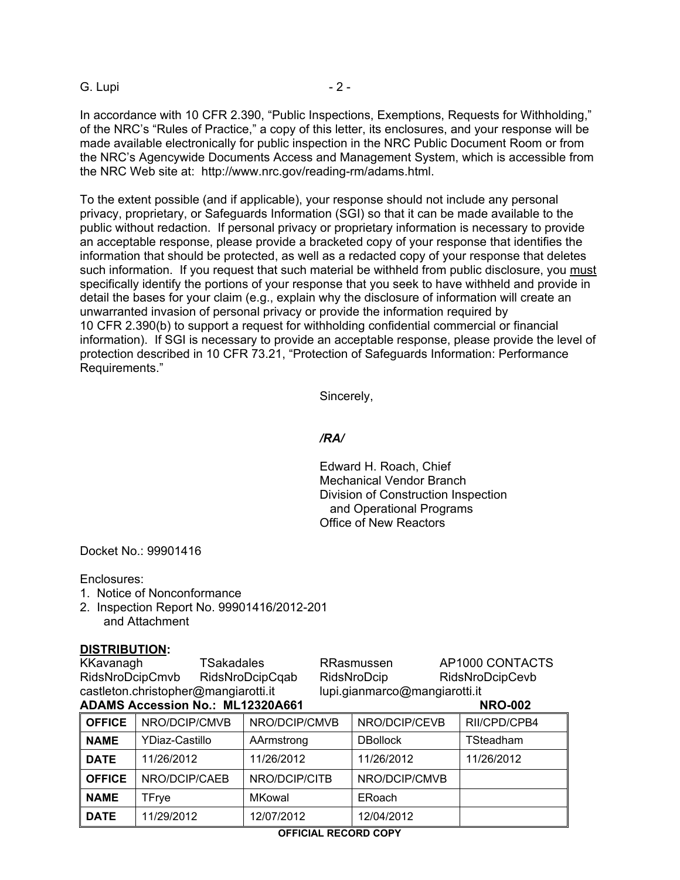In accordance with 10 CFR 2.390, "Public Inspections, Exemptions, Requests for Withholding," of the NRC's "Rules of Practice," a copy of this letter, its enclosures, and your response will be made available electronically for public inspection in the NRC Public Document Room or from the NRC's Agencywide Documents Access and Management System, which is accessible from the NRC Web site at: http://www.nrc.gov/reading-rm/adams.html.

To the extent possible (and if applicable), your response should not include any personal privacy, proprietary, or Safeguards Information (SGI) so that it can be made available to the public without redaction. If personal privacy or proprietary information is necessary to provide an acceptable response, please provide a bracketed copy of your response that identifies the information that should be protected, as well as a redacted copy of your response that deletes such information. If you request that such material be withheld from public disclosure, you must specifically identify the portions of your response that you seek to have withheld and provide in detail the bases for your claim (e.g., explain why the disclosure of information will create an unwarranted invasion of personal privacy or provide the information required by 10 CFR 2.390(b) to support a request for withholding confidential commercial or financial information). If SGI is necessary to provide an acceptable response, please provide the level of protection described in 10 CFR 73.21, "Protection of Safeguards Information: Performance Requirements."

Sincerely,

*/RA/*

Edward H. Roach, Chief
Mechanical Vendor Branch
Division of Construction Inspection
and Operational Programs
Office of New Reactors

Docket No.: 99901416

Enclosures:
1. Notice of Nonconformance
2. Inspection Report No. 99901416/2012-201 and Attachment

**DISTRIBUTION:**

KKavanagh TSakadales RRasmussen AP1000 CONTACTS
RidsNroDcipCmvb RidsNroDcipCqab RidsNroDcip RidsNroDcipCevb
castleton.christopher@mangiarotti.it lupi.gianmarco@mangiarotti.it

**ADAMS Accession No.: ML12320A661** **NRO-002**

| **OFFICE** | NRO/DCIP/CMVB | NRO/DCIP/CMVB | NRO/DCIP/CEVB | RII/CPD/CPB4 |
|---|---|---|---|---|
| **NAME** | YDiaz-Castillo | AArmstrong | DBollock | TSteadham |
| **DATE** | 11/26/2012 | 11/26/2012 | 11/26/2012 | 11/26/2012 |
| **OFFICE** | NRO/DCIP/CAEB | NRO/DCIP/CITB | NRO/DCIP/CMVB | |
| **NAME** | TFrye | MKowal | ERoach | |
| **DATE** | 11/29/2012 | 12/07/2012 | 12/04/2012 | |

**OFFICIAL RECORD COPY**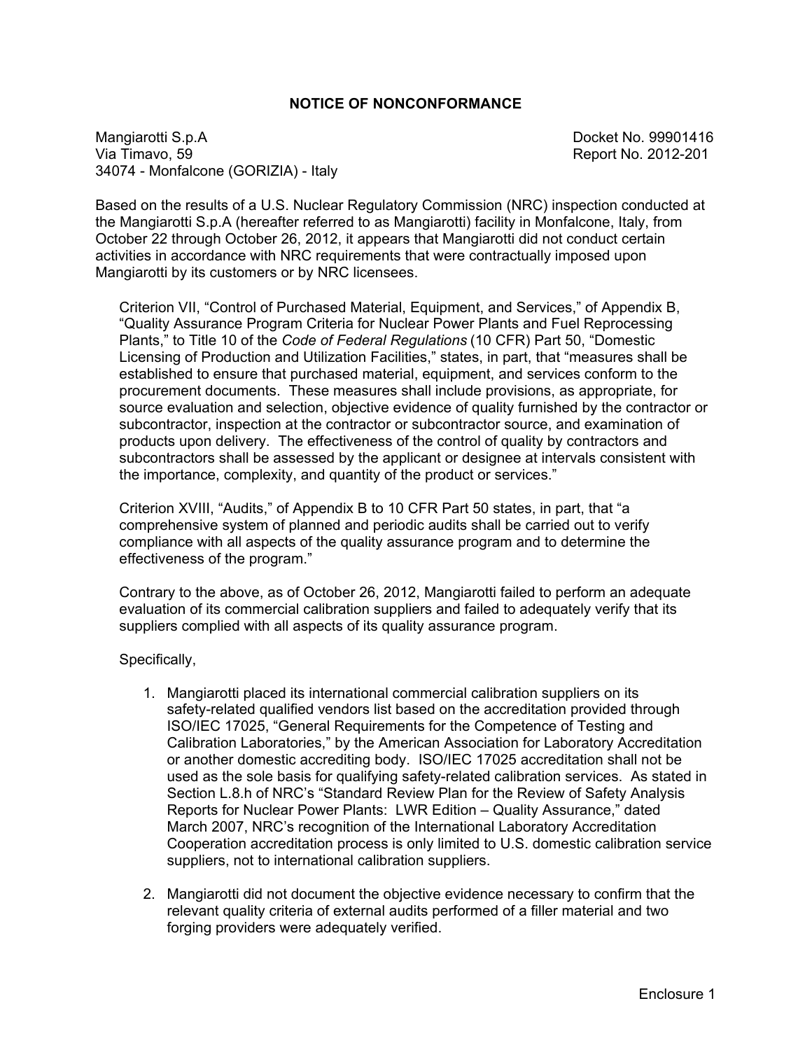## NOTICE OF NONCONFORMANCE

Mangiarotti S.p.A  
Via Timavo, 59  
34074 - Monfalcone (GORIZIA) - Italy

Docket No. 99901416  
Report No. 2012-201

Based on the results of a U.S. Nuclear Regulatory Commission (NRC) inspection conducted at the Mangiarotti S.p.A (hereafter referred to as Mangiarotti) facility in Monfalcone, Italy, from October 22 through October 26, 2012, it appears that Mangiarotti did not conduct certain activities in accordance with NRC requirements that were contractually imposed upon Mangiarotti by its customers or by NRC licensees.

Criterion VII, "Control of Purchased Material, Equipment, and Services," of Appendix B, "Quality Assurance Program Criteria for Nuclear Power Plants and Fuel Reprocessing Plants," to Title 10 of the *Code of Federal Regulations* (10 CFR) Part 50, "Domestic Licensing of Production and Utilization Facilities," states, in part, that "measures shall be established to ensure that purchased material, equipment, and services conform to the procurement documents. These measures shall include provisions, as appropriate, for source evaluation and selection, objective evidence of quality furnished by the contractor or subcontractor, inspection at the contractor or subcontractor source, and examination of products upon delivery. The effectiveness of the control of quality by contractors and subcontractors shall be assessed by the applicant or designee at intervals consistent with the importance, complexity, and quantity of the product or services."

Criterion XVIII, "Audits," of Appendix B to 10 CFR Part 50 states, in part, that "a comprehensive system of planned and periodic audits shall be carried out to verify compliance with all aspects of the quality assurance program and to determine the effectiveness of the program."

Contrary to the above, as of October 26, 2012, Mangiarotti failed to perform an adequate evaluation of its commercial calibration suppliers and failed to adequately verify that its suppliers complied with all aspects of its quality assurance program.

Specifically,

1. Mangiarotti placed its international commercial calibration suppliers on its safety-related qualified vendors list based on the accreditation provided through ISO/IEC 17025, "General Requirements for the Competence of Testing and Calibration Laboratories," by the American Association for Laboratory Accreditation or another domestic accrediting body. ISO/IEC 17025 accreditation shall not be used as the sole basis for qualifying safety-related calibration services. As stated in Section L.8.h of NRC's "Standard Review Plan for the Review of Safety Analysis Reports for Nuclear Power Plants: LWR Edition – Quality Assurance," dated March 2007, NRC's recognition of the International Laboratory Accreditation Cooperation accreditation process is only limited to U.S. domestic calibration service suppliers, not to international calibration suppliers.

2. Mangiarotti did not document the objective evidence necessary to confirm that the relevant quality criteria of external audits performed of a filler material and two forging providers were adequately verified.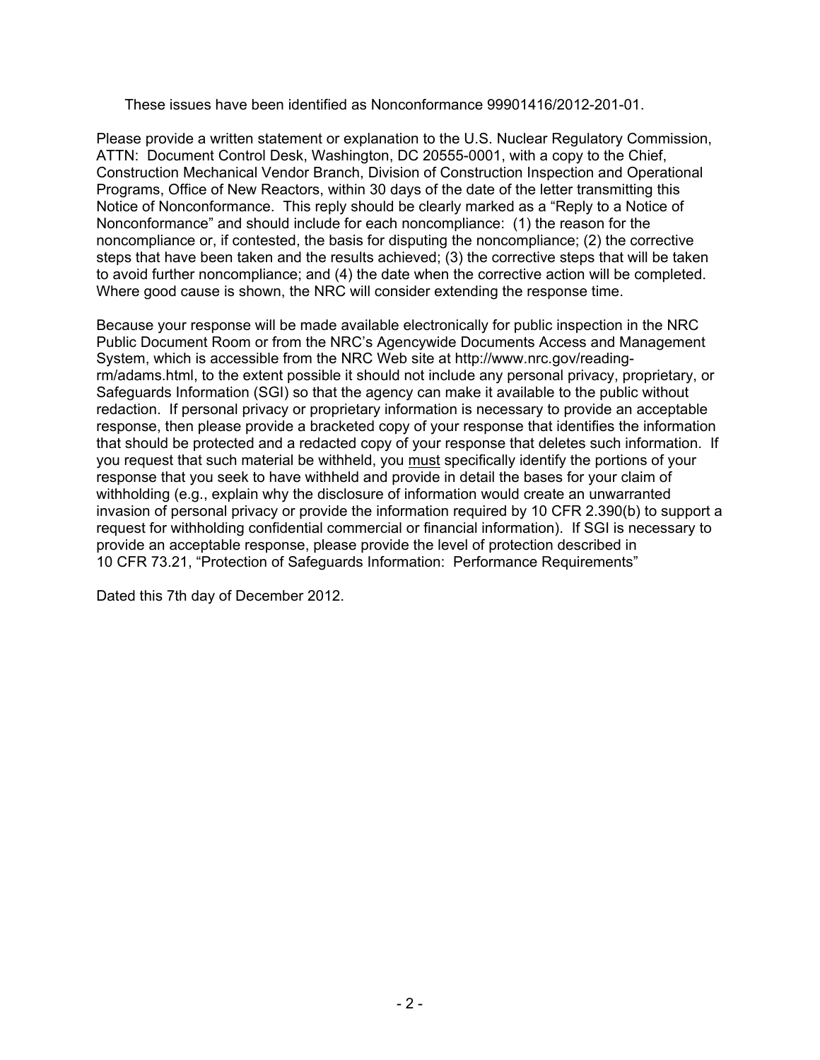These issues have been identified as Nonconformance 99901416/2012-201-01.

Please provide a written statement or explanation to the U.S. Nuclear Regulatory Commission, ATTN: Document Control Desk, Washington, DC 20555-0001, with a copy to the Chief, Construction Mechanical Vendor Branch, Division of Construction Inspection and Operational Programs, Office of New Reactors, within 30 days of the date of the letter transmitting this Notice of Nonconformance. This reply should be clearly marked as a "Reply to a Notice of Nonconformance" and should include for each noncompliance: (1) the reason for the noncompliance or, if contested, the basis for disputing the noncompliance; (2) the corrective steps that have been taken and the results achieved; (3) the corrective steps that will be taken to avoid further noncompliance; and (4) the date when the corrective action will be completed. Where good cause is shown, the NRC will consider extending the response time.

Because your response will be made available electronically for public inspection in the NRC Public Document Room or from the NRC's Agencywide Documents Access and Management System, which is accessible from the NRC Web site at http://www.nrc.gov/reading-rm/adams.html, to the extent possible it should not include any personal privacy, proprietary, or Safeguards Information (SGI) so that the agency can make it available to the public without redaction. If personal privacy or proprietary information is necessary to provide an acceptable response, then please provide a bracketed copy of your response that identifies the information that should be protected and a redacted copy of your response that deletes such information. If you request that such material be withheld, you <u>must</u> specifically identify the portions of your response that you seek to have withheld and provide in detail the bases for your claim of withholding (e.g., explain why the disclosure of information would create an unwarranted invasion of personal privacy or provide the information required by 10 CFR 2.390(b) to support a request for withholding confidential commercial or financial information). If SGI is necessary to provide an acceptable response, please provide the level of protection described in 10 CFR 73.21, "Protection of Safeguards Information: Performance Requirements"

Dated this 7th day of December 2012.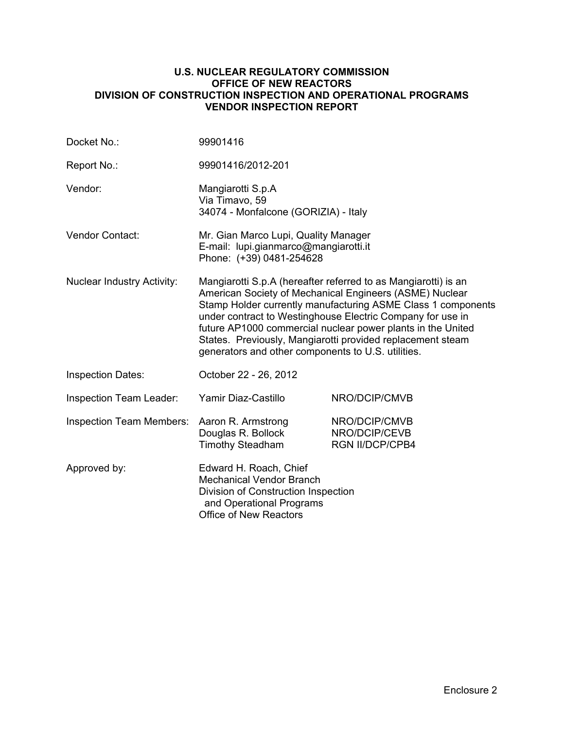**U.S. NUCLEAR REGULATORY COMMISSION**
**OFFICE OF NEW REACTORS**
**DIVISION OF CONSTRUCTION INSPECTION AND OPERATIONAL PROGRAMS**
**VENDOR INSPECTION REPORT**

| | | |
|---|---|---|
| Docket No.: | 99901416 | |
| Report No.: | 99901416/2012-201 | |
| Vendor: | Mangiarotti S.p.A<br>Via Timavo, 59<br>34074 - Monfalcone (GORIZIA) - Italy | |
| Vendor Contact: | Mr. Gian Marco Lupi, Quality Manager<br>E-mail: lupi.gianmarco@mangiarotti.it<br>Phone: (+39) 0481-254628 | |
| Nuclear Industry Activity: | Mangiarotti S.p.A (hereafter referred to as Mangiarotti) is an American Society of Mechanical Engineers (ASME) Nuclear Stamp Holder currently manufacturing ASME Class 1 components under contract to Westinghouse Electric Company for use in future AP1000 commercial nuclear power plants in the United States. Previously, Mangiarotti provided replacement steam generators and other components to U.S. utilities. | |
| Inspection Dates: | October 22 - 26, 2012 | |
| Inspection Team Leader: | Yamir Diaz-Castillo | NRO/DCIP/CMVB |
| Inspection Team Members: | Aaron R. Armstrong<br>Douglas R. Bollock<br>Timothy Steadham | NRO/DCIP/CMVB<br>NRO/DCIP/CEVB<br>RGN II/DCP/CPB4 |
| Approved by: | Edward H. Roach, Chief<br>Mechanical Vendor Branch<br>Division of Construction Inspection and Operational Programs<br>Office of New Reactors | |

Enclosure 2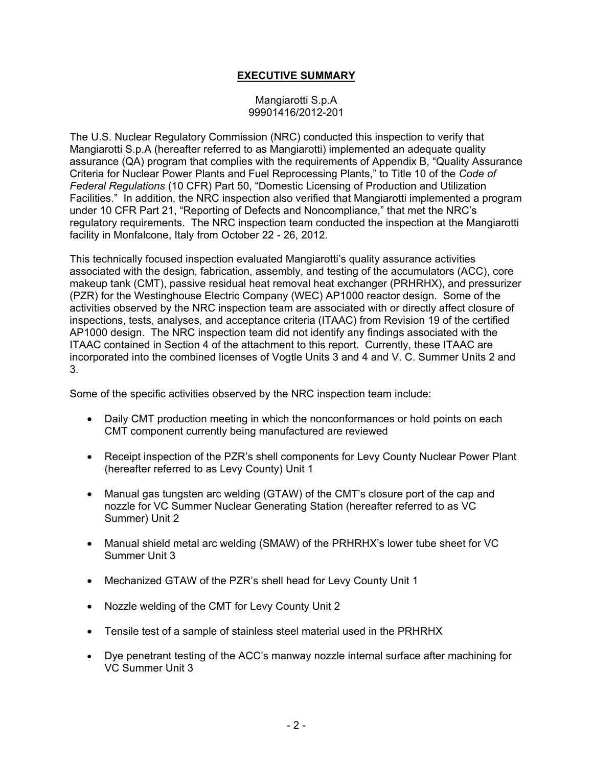# EXECUTIVE SUMMARY

Mangiarotti S.p.A
99901416/2012-201

The U.S. Nuclear Regulatory Commission (NRC) conducted this inspection to verify that Mangiarotti S.p.A (hereafter referred to as Mangiarotti) implemented an adequate quality assurance (QA) program that complies with the requirements of Appendix B, "Quality Assurance Criteria for Nuclear Power Plants and Fuel Reprocessing Plants," to Title 10 of the *Code of Federal Regulations* (10 CFR) Part 50, "Domestic Licensing of Production and Utilization Facilities." In addition, the NRC inspection also verified that Mangiarotti implemented a program under 10 CFR Part 21, "Reporting of Defects and Noncompliance," that met the NRC's regulatory requirements. The NRC inspection team conducted the inspection at the Mangiarotti facility in Monfalcone, Italy from October 22 - 26, 2012.

This technically focused inspection evaluated Mangiarotti's quality assurance activities associated with the design, fabrication, assembly, and testing of the accumulators (ACC), core makeup tank (CMT), passive residual heat removal heat exchanger (PRHRHX), and pressurizer (PZR) for the Westinghouse Electric Company (WEC) AP1000 reactor design. Some of the activities observed by the NRC inspection team are associated with or directly affect closure of inspections, tests, analyses, and acceptance criteria (ITAAC) from Revision 19 of the certified AP1000 design. The NRC inspection team did not identify any findings associated with the ITAAC contained in Section 4 of the attachment to this report. Currently, these ITAAC are incorporated into the combined licenses of Vogtle Units 3 and 4 and V. C. Summer Units 2 and 3.

Some of the specific activities observed by the NRC inspection team include:

- Daily CMT production meeting in which the nonconformances or hold points on each CMT component currently being manufactured are reviewed
- Receipt inspection of the PZR's shell components for Levy County Nuclear Power Plant (hereafter referred to as Levy County) Unit 1
- Manual gas tungsten arc welding (GTAW) of the CMT's closure port of the cap and nozzle for VC Summer Nuclear Generating Station (hereafter referred to as VC Summer) Unit 2
- Manual shield metal arc welding (SMAW) of the PRHRHX's lower tube sheet for VC Summer Unit 3
- Mechanized GTAW of the PZR's shell head for Levy County Unit 1
- Nozzle welding of the CMT for Levy County Unit 2
- Tensile test of a sample of stainless steel material used in the PRHRHX
- Dye penetrant testing of the ACC's manway nozzle internal surface after machining for VC Summer Unit 3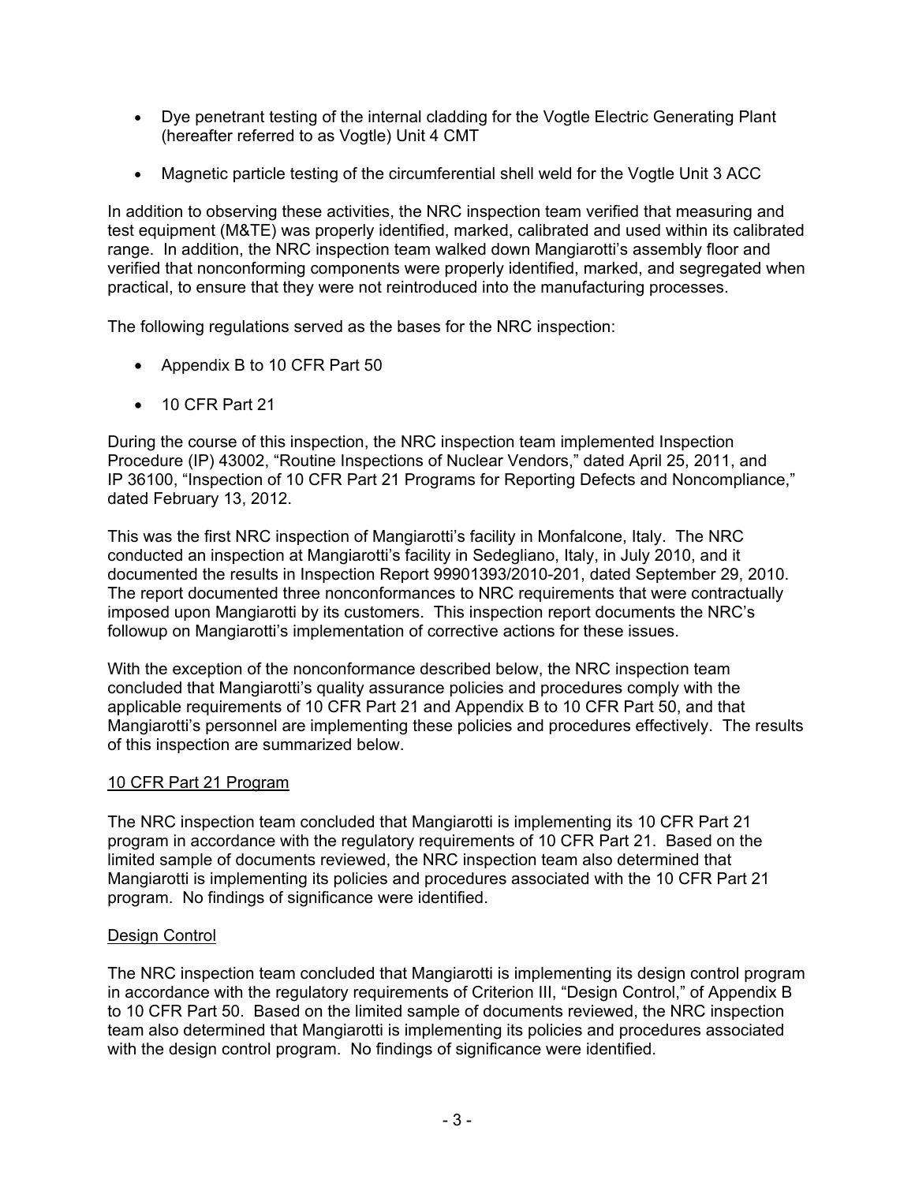- Dye penetrant testing of the internal cladding for the Vogtle Electric Generating Plant (hereafter referred to as Vogtle) Unit 4 CMT
- Magnetic particle testing of the circumferential shell weld for the Vogtle Unit 3 ACC

In addition to observing these activities, the NRC inspection team verified that measuring and test equipment (M&TE) was properly identified, marked, calibrated and used within its calibrated range. In addition, the NRC inspection team walked down Mangiarotti's assembly floor and verified that nonconforming components were properly identified, marked, and segregated when practical, to ensure that they were not reintroduced into the manufacturing processes.

The following regulations served as the bases for the NRC inspection:

- Appendix B to 10 CFR Part 50
- 10 CFR Part 21

During the course of this inspection, the NRC inspection team implemented Inspection Procedure (IP) 43002, "Routine Inspections of Nuclear Vendors," dated April 25, 2011, and IP 36100, "Inspection of 10 CFR Part 21 Programs for Reporting Defects and Noncompliance," dated February 13, 2012.

This was the first NRC inspection of Mangiarotti's facility in Monfalcone, Italy. The NRC conducted an inspection at Mangiarotti's facility in Sedegliano, Italy, in July 2010, and it documented the results in Inspection Report 99901393/2010-201, dated September 29, 2010. The report documented three nonconformances to NRC requirements that were contractually imposed upon Mangiarotti by its customers. This inspection report documents the NRC's followup on Mangiarotti's implementation of corrective actions for these issues.

With the exception of the nonconformance described below, the NRC inspection team concluded that Mangiarotti's quality assurance policies and procedures comply with the applicable requirements of 10 CFR Part 21 and Appendix B to 10 CFR Part 50, and that Mangiarotti's personnel are implementing these policies and procedures effectively. The results of this inspection are summarized below.

## 10 CFR Part 21 Program

The NRC inspection team concluded that Mangiarotti is implementing its 10 CFR Part 21 program in accordance with the regulatory requirements of 10 CFR Part 21. Based on the limited sample of documents reviewed, the NRC inspection team also determined that Mangiarotti is implementing its policies and procedures associated with the 10 CFR Part 21 program. No findings of significance were identified.

## Design Control

The NRC inspection team concluded that Mangiarotti is implementing its design control program in accordance with the regulatory requirements of Criterion III, "Design Control," of Appendix B to 10 CFR Part 50. Based on the limited sample of documents reviewed, the NRC inspection team also determined that Mangiarotti is implementing its policies and procedures associated with the design control program. No findings of significance were identified.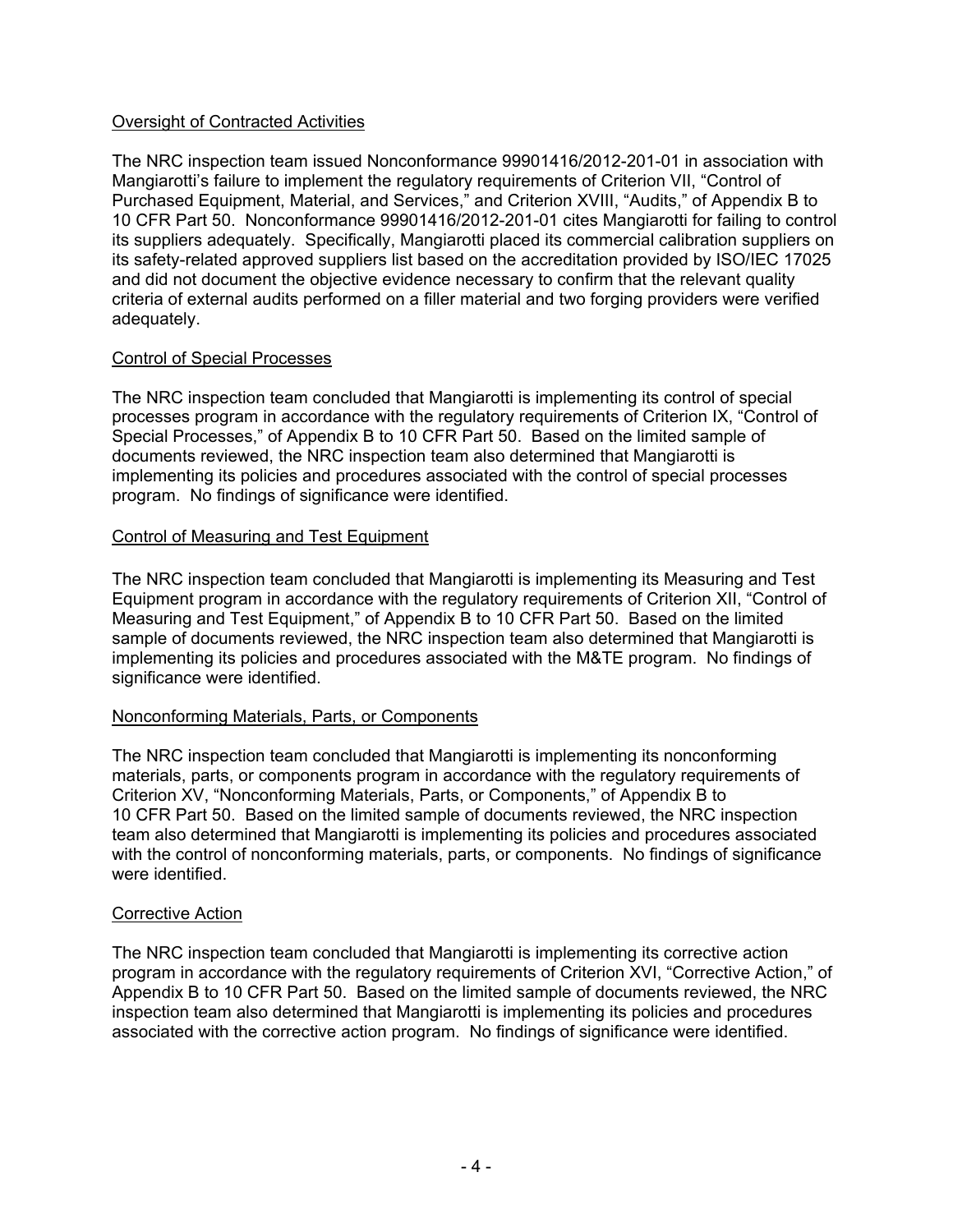Oversight of Contracted Activities

The NRC inspection team issued Nonconformance 99901416/2012-201-01 in association with Mangiarotti's failure to implement the regulatory requirements of Criterion VII, "Control of Purchased Equipment, Material, and Services," and Criterion XVIII, "Audits," of Appendix B to 10 CFR Part 50. Nonconformance 99901416/2012-201-01 cites Mangiarotti for failing to control its suppliers adequately. Specifically, Mangiarotti placed its commercial calibration suppliers on its safety-related approved suppliers list based on the accreditation provided by ISO/IEC 17025 and did not document the objective evidence necessary to confirm that the relevant quality criteria of external audits performed on a filler material and two forging providers were verified adequately.

Control of Special Processes

The NRC inspection team concluded that Mangiarotti is implementing its control of special processes program in accordance with the regulatory requirements of Criterion IX, "Control of Special Processes," of Appendix B to 10 CFR Part 50. Based on the limited sample of documents reviewed, the NRC inspection team also determined that Mangiarotti is implementing its policies and procedures associated with the control of special processes program. No findings of significance were identified.

Control of Measuring and Test Equipment

The NRC inspection team concluded that Mangiarotti is implementing its Measuring and Test Equipment program in accordance with the regulatory requirements of Criterion XII, "Control of Measuring and Test Equipment," of Appendix B to 10 CFR Part 50. Based on the limited sample of documents reviewed, the NRC inspection team also determined that Mangiarotti is implementing its policies and procedures associated with the M&TE program. No findings of significance were identified.

Nonconforming Materials, Parts, or Components

The NRC inspection team concluded that Mangiarotti is implementing its nonconforming materials, parts, or components program in accordance with the regulatory requirements of Criterion XV, "Nonconforming Materials, Parts, or Components," of Appendix B to 10 CFR Part 50. Based on the limited sample of documents reviewed, the NRC inspection team also determined that Mangiarotti is implementing its policies and procedures associated with the control of nonconforming materials, parts, or components. No findings of significance were identified.

Corrective Action

The NRC inspection team concluded that Mangiarotti is implementing its corrective action program in accordance with the regulatory requirements of Criterion XVI, "Corrective Action," of Appendix B to 10 CFR Part 50. Based on the limited sample of documents reviewed, the NRC inspection team also determined that Mangiarotti is implementing its policies and procedures associated with the corrective action program. No findings of significance were identified.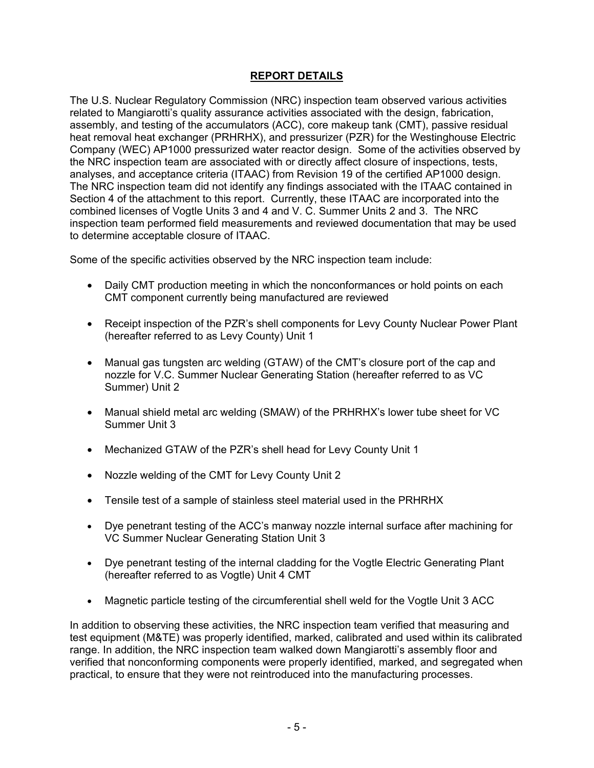## **REPORT DETAILS**

The U.S. Nuclear Regulatory Commission (NRC) inspection team observed various activities related to Mangiarotti's quality assurance activities associated with the design, fabrication, assembly, and testing of the accumulators (ACC), core makeup tank (CMT), passive residual heat removal heat exchanger (PRHRHX), and pressurizer (PZR) for the Westinghouse Electric Company (WEC) AP1000 pressurized water reactor design. Some of the activities observed by the NRC inspection team are associated with or directly affect closure of inspections, tests, analyses, and acceptance criteria (ITAAC) from Revision 19 of the certified AP1000 design. The NRC inspection team did not identify any findings associated with the ITAAC contained in Section 4 of the attachment to this report. Currently, these ITAAC are incorporated into the combined licenses of Vogtle Units 3 and 4 and V. C. Summer Units 2 and 3. The NRC inspection team performed field measurements and reviewed documentation that may be used to determine acceptable closure of ITAAC.

Some of the specific activities observed by the NRC inspection team include:

- Daily CMT production meeting in which the nonconformances or hold points on each CMT component currently being manufactured are reviewed
- Receipt inspection of the PZR's shell components for Levy County Nuclear Power Plant (hereafter referred to as Levy County) Unit 1
- Manual gas tungsten arc welding (GTAW) of the CMT's closure port of the cap and nozzle for V.C. Summer Nuclear Generating Station (hereafter referred to as VC Summer) Unit 2
- Manual shield metal arc welding (SMAW) of the PRHRHX's lower tube sheet for VC Summer Unit 3
- Mechanized GTAW of the PZR's shell head for Levy County Unit 1
- Nozzle welding of the CMT for Levy County Unit 2
- Tensile test of a sample of stainless steel material used in the PRHRHX
- Dye penetrant testing of the ACC's manway nozzle internal surface after machining for VC Summer Nuclear Generating Station Unit 3
- Dye penetrant testing of the internal cladding for the Vogtle Electric Generating Plant (hereafter referred to as Vogtle) Unit 4 CMT
- Magnetic particle testing of the circumferential shell weld for the Vogtle Unit 3 ACC

In addition to observing these activities, the NRC inspection team verified that measuring and test equipment (M&TE) was properly identified, marked, calibrated and used within its calibrated range. In addition, the NRC inspection team walked down Mangiarotti's assembly floor and verified that nonconforming components were properly identified, marked, and segregated when practical, to ensure that they were not reintroduced into the manufacturing processes.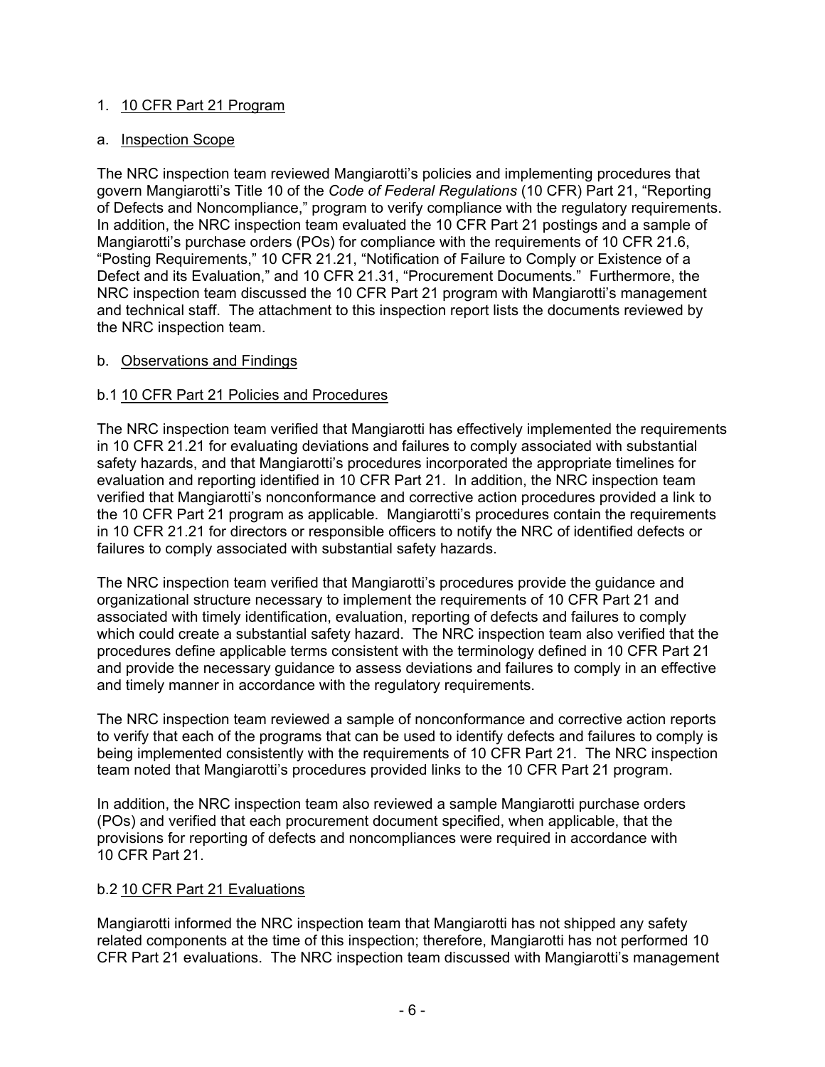1. <u>10 CFR Part 21 Program</u>

a. <u>Inspection Scope</u>

The NRC inspection team reviewed Mangiarotti's policies and implementing procedures that govern Mangiarotti's Title 10 of the *Code of Federal Regulations* (10 CFR) Part 21, "Reporting of Defects and Noncompliance," program to verify compliance with the regulatory requirements. In addition, the NRC inspection team evaluated the 10 CFR Part 21 postings and a sample of Mangiarotti's purchase orders (POs) for compliance with the requirements of 10 CFR 21.6, "Posting Requirements," 10 CFR 21.21, "Notification of Failure to Comply or Existence of a Defect and its Evaluation," and 10 CFR 21.31, "Procurement Documents." Furthermore, the NRC inspection team discussed the 10 CFR Part 21 program with Mangiarotti's management and technical staff. The attachment to this inspection report lists the documents reviewed by the NRC inspection team.

b. <u>Observations and Findings</u>

b.1 <u>10 CFR Part 21 Policies and Procedures</u>

The NRC inspection team verified that Mangiarotti has effectively implemented the requirements in 10 CFR 21.21 for evaluating deviations and failures to comply associated with substantial safety hazards, and that Mangiarotti's procedures incorporated the appropriate timelines for evaluation and reporting identified in 10 CFR Part 21. In addition, the NRC inspection team verified that Mangiarotti's nonconformance and corrective action procedures provided a link to the 10 CFR Part 21 program as applicable. Mangiarotti's procedures contain the requirements in 10 CFR 21.21 for directors or responsible officers to notify the NRC of identified defects or failures to comply associated with substantial safety hazards.

The NRC inspection team verified that Mangiarotti's procedures provide the guidance and organizational structure necessary to implement the requirements of 10 CFR Part 21 and associated with timely identification, evaluation, reporting of defects and failures to comply which could create a substantial safety hazard. The NRC inspection team also verified that the procedures define applicable terms consistent with the terminology defined in 10 CFR Part 21 and provide the necessary guidance to assess deviations and failures to comply in an effective and timely manner in accordance with the regulatory requirements.

The NRC inspection team reviewed a sample of nonconformance and corrective action reports to verify that each of the programs that can be used to identify defects and failures to comply is being implemented consistently with the requirements of 10 CFR Part 21. The NRC inspection team noted that Mangiarotti's procedures provided links to the 10 CFR Part 21 program.

In addition, the NRC inspection team also reviewed a sample Mangiarotti purchase orders (POs) and verified that each procurement document specified, when applicable, that the provisions for reporting of defects and noncompliances were required in accordance with 10 CFR Part 21.

b.2 <u>10 CFR Part 21 Evaluations</u>

Mangiarotti informed the NRC inspection team that Mangiarotti has not shipped any safety related components at the time of this inspection; therefore, Mangiarotti has not performed 10 CFR Part 21 evaluations. The NRC inspection team discussed with Mangiarotti's management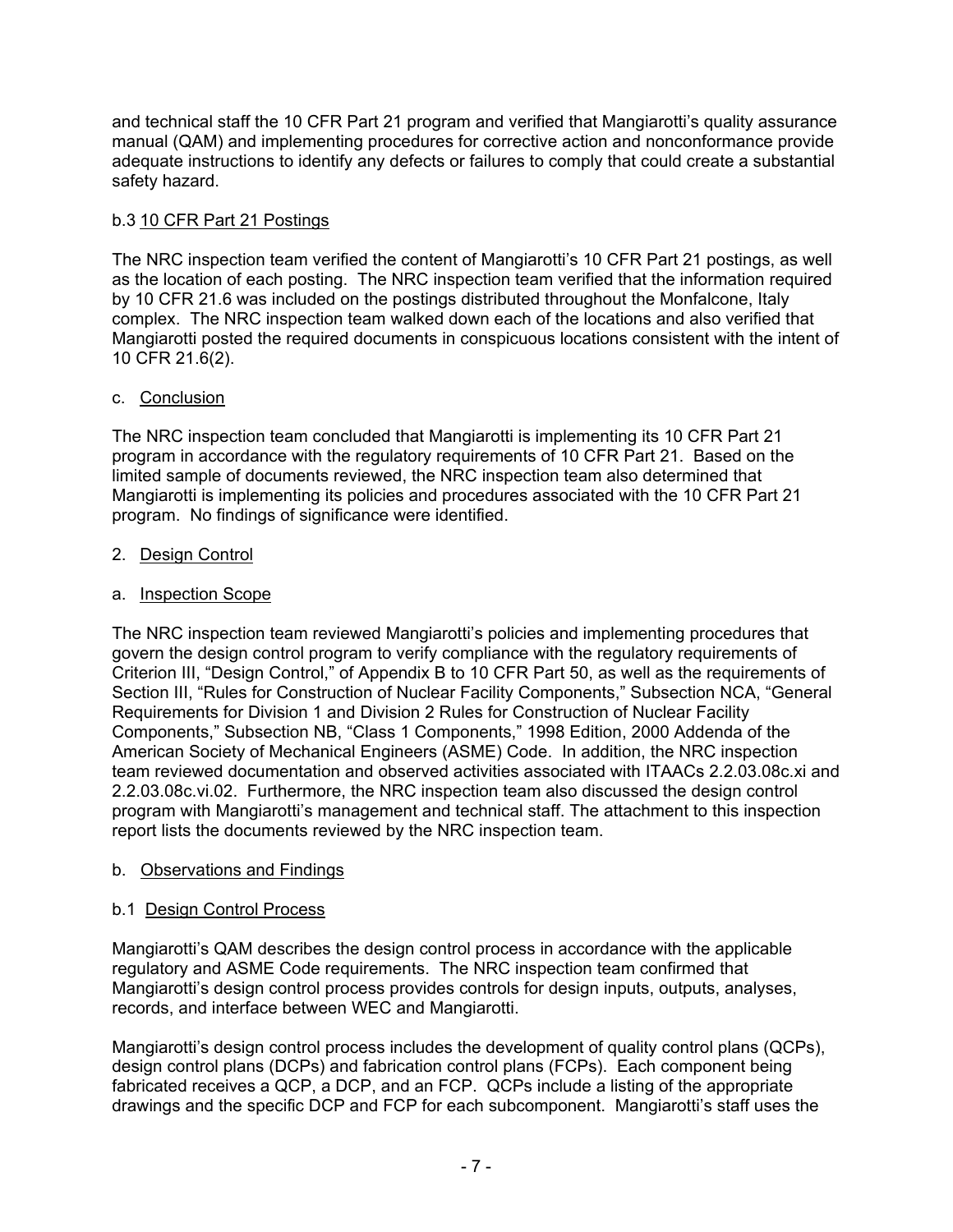and technical staff the 10 CFR Part 21 program and verified that Mangiarotti's quality assurance manual (QAM) and implementing procedures for corrective action and nonconformance provide adequate instructions to identify any defects or failures to comply that could create a substantial safety hazard.

#### b.3 10 CFR Part 21 Postings

The NRC inspection team verified the content of Mangiarotti's 10 CFR Part 21 postings, as well as the location of each posting. The NRC inspection team verified that the information required by 10 CFR 21.6 was included on the postings distributed throughout the Monfalcone, Italy complex. The NRC inspection team walked down each of the locations and also verified that Mangiarotti posted the required documents in conspicuous locations consistent with the intent of 10 CFR 21.6(2).

### c. Conclusion

The NRC inspection team concluded that Mangiarotti is implementing its 10 CFR Part 21 program in accordance with the regulatory requirements of 10 CFR Part 21. Based on the limited sample of documents reviewed, the NRC inspection team also determined that Mangiarotti is implementing its policies and procedures associated with the 10 CFR Part 21 program. No findings of significance were identified.

## 2. Design Control

### a. Inspection Scope

The NRC inspection team reviewed Mangiarotti's policies and implementing procedures that govern the design control program to verify compliance with the regulatory requirements of Criterion III, "Design Control," of Appendix B to 10 CFR Part 50, as well as the requirements of Section III, "Rules for Construction of Nuclear Facility Components," Subsection NCA, "General Requirements for Division 1 and Division 2 Rules for Construction of Nuclear Facility Components," Subsection NB, "Class 1 Components," 1998 Edition, 2000 Addenda of the American Society of Mechanical Engineers (ASME) Code. In addition, the NRC inspection team reviewed documentation and observed activities associated with ITAACs 2.2.03.08c.xi and 2.2.03.08c.vi.02. Furthermore, the NRC inspection team also discussed the design control program with Mangiarotti's management and technical staff. The attachment to this inspection report lists the documents reviewed by the NRC inspection team.

### b. Observations and Findings

#### b.1 Design Control Process

Mangiarotti's QAM describes the design control process in accordance with the applicable regulatory and ASME Code requirements. The NRC inspection team confirmed that Mangiarotti's design control process provides controls for design inputs, outputs, analyses, records, and interface between WEC and Mangiarotti.

Mangiarotti's design control process includes the development of quality control plans (QCPs), design control plans (DCPs) and fabrication control plans (FCPs). Each component being fabricated receives a QCP, a DCP, and an FCP. QCPs include a listing of the appropriate drawings and the specific DCP and FCP for each subcomponent. Mangiarotti's staff uses the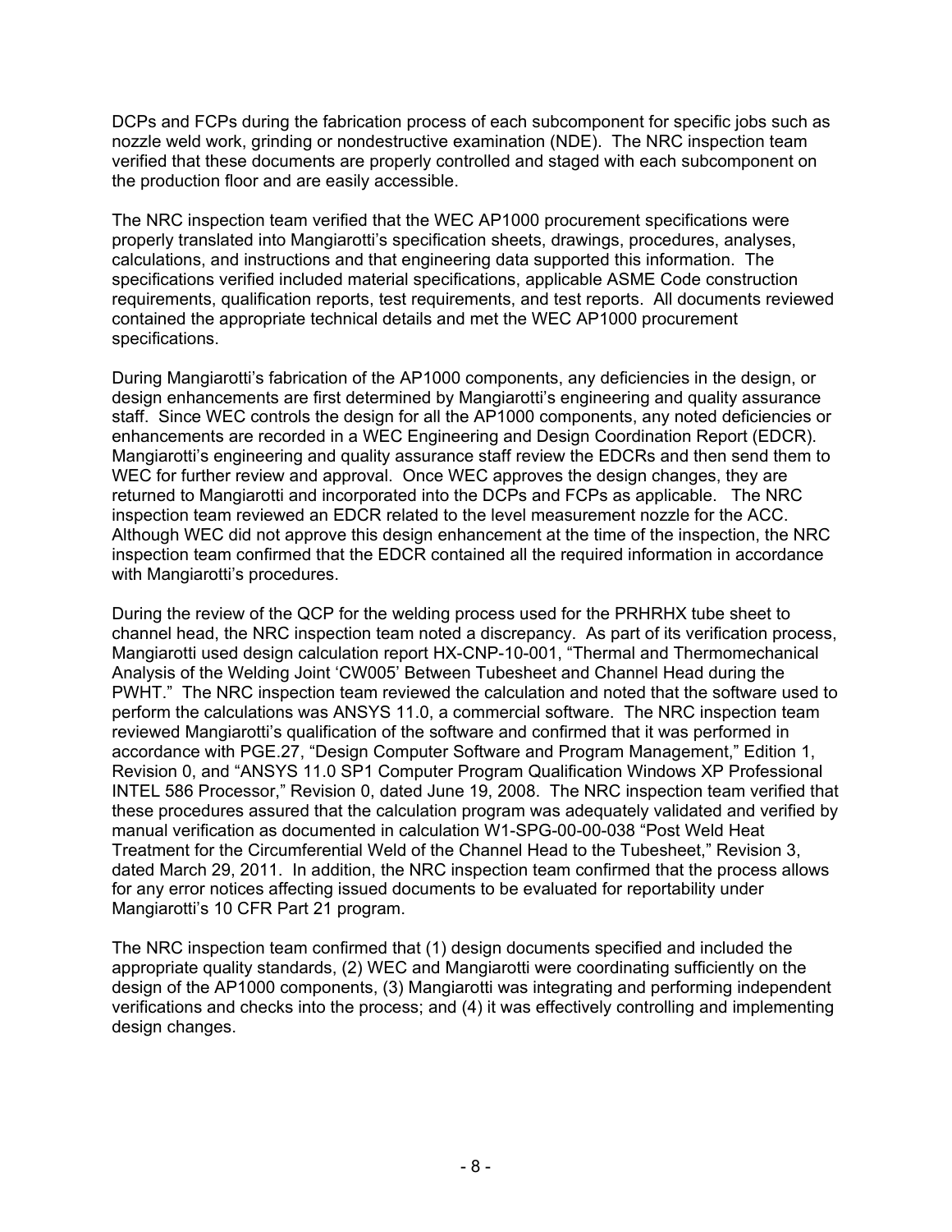DCPs and FCPs during the fabrication process of each subcomponent for specific jobs such as nozzle weld work, grinding or nondestructive examination (NDE). The NRC inspection team verified that these documents are properly controlled and staged with each subcomponent on the production floor and are easily accessible.

The NRC inspection team verified that the WEC AP1000 procurement specifications were properly translated into Mangiarotti's specification sheets, drawings, procedures, analyses, calculations, and instructions and that engineering data supported this information. The specifications verified included material specifications, applicable ASME Code construction requirements, qualification reports, test requirements, and test reports. All documents reviewed contained the appropriate technical details and met the WEC AP1000 procurement specifications.

During Mangiarotti's fabrication of the AP1000 components, any deficiencies in the design, or design enhancements are first determined by Mangiarotti's engineering and quality assurance staff. Since WEC controls the design for all the AP1000 components, any noted deficiencies or enhancements are recorded in a WEC Engineering and Design Coordination Report (EDCR). Mangiarotti's engineering and quality assurance staff review the EDCRs and then send them to WEC for further review and approval. Once WEC approves the design changes, they are returned to Mangiarotti and incorporated into the DCPs and FCPs as applicable. The NRC inspection team reviewed an EDCR related to the level measurement nozzle for the ACC. Although WEC did not approve this design enhancement at the time of the inspection, the NRC inspection team confirmed that the EDCR contained all the required information in accordance with Mangiarotti's procedures.

During the review of the QCP for the welding process used for the PRHRHX tube sheet to channel head, the NRC inspection team noted a discrepancy. As part of its verification process, Mangiarotti used design calculation report HX-CNP-10-001, "Thermal and Thermomechanical Analysis of the Welding Joint 'CW005' Between Tubesheet and Channel Head during the PWHT." The NRC inspection team reviewed the calculation and noted that the software used to perform the calculations was ANSYS 11.0, a commercial software. The NRC inspection team reviewed Mangiarotti's qualification of the software and confirmed that it was performed in accordance with PGE.27, "Design Computer Software and Program Management," Edition 1, Revision 0, and "ANSYS 11.0 SP1 Computer Program Qualification Windows XP Professional INTEL 586 Processor," Revision 0, dated June 19, 2008. The NRC inspection team verified that these procedures assured that the calculation program was adequately validated and verified by manual verification as documented in calculation W1-SPG-00-00-038 "Post Weld Heat Treatment for the Circumferential Weld of the Channel Head to the Tubesheet," Revision 3, dated March 29, 2011. In addition, the NRC inspection team confirmed that the process allows for any error notices affecting issued documents to be evaluated for reportability under Mangiarotti's 10 CFR Part 21 program.

The NRC inspection team confirmed that (1) design documents specified and included the appropriate quality standards, (2) WEC and Mangiarotti were coordinating sufficiently on the design of the AP1000 components, (3) Mangiarotti was integrating and performing independent verifications and checks into the process; and (4) it was effectively controlling and implementing design changes.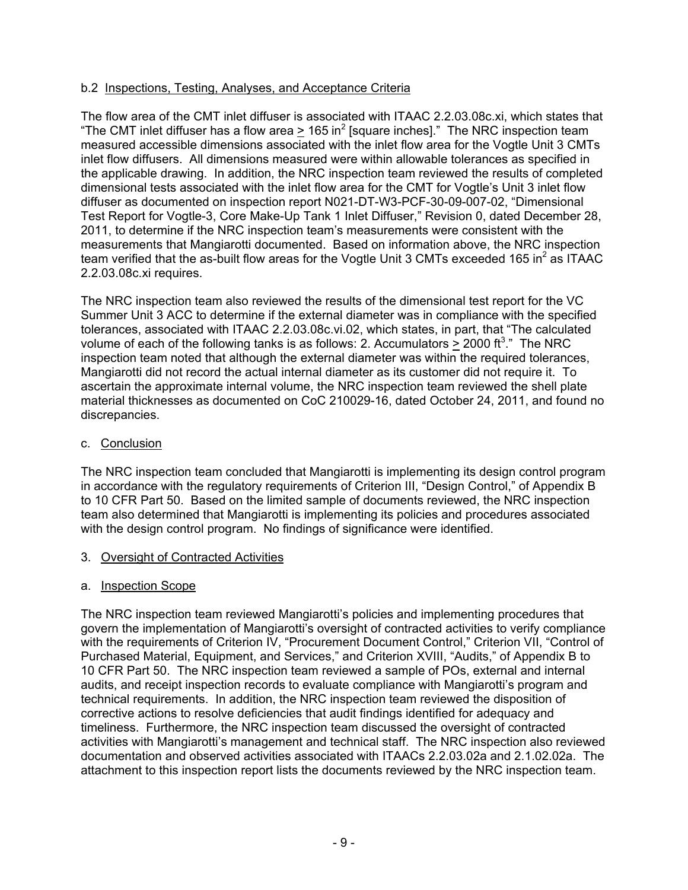b.2 Inspections, Testing, Analyses, and Acceptance Criteria

The flow area of the CMT inlet diffuser is associated with ITAAC 2.2.03.08c.xi, which states that "The CMT inlet diffuser has a flow area $\geq$ 165 in$^2$ [square inches]." The NRC inspection team measured accessible dimensions associated with the inlet flow area for the Vogtle Unit 3 CMTs inlet flow diffusers. All dimensions measured were within allowable tolerances as specified in the applicable drawing. In addition, the NRC inspection team reviewed the results of completed dimensional tests associated with the inlet flow area for the CMT for Vogtle's Unit 3 inlet flow diffuser as documented on inspection report N021-DT-W3-PCF-30-09-007-02, "Dimensional Test Report for Vogtle-3, Core Make-Up Tank 1 Inlet Diffuser," Revision 0, dated December 28, 2011, to determine if the NRC inspection team's measurements were consistent with the measurements that Mangiarotti documented. Based on information above, the NRC inspection team verified that the as-built flow areas for the Vogtle Unit 3 CMTs exceeded 165 in$^2$ as ITAAC 2.2.03.08c.xi requires.

The NRC inspection team also reviewed the results of the dimensional test report for the VC Summer Unit 3 ACC to determine if the external diameter was in compliance with the specified tolerances, associated with ITAAC 2.2.03.08c.vi.02, which states, in part, that "The calculated volume of each of the following tanks is as follows: 2. Accumulators $\geq$ 2000 ft$^3$." The NRC inspection team noted that although the external diameter was within the required tolerances, Mangiarotti did not record the actual internal diameter as its customer did not require it. To ascertain the approximate internal volume, the NRC inspection team reviewed the shell plate material thicknesses as documented on CoC 210029-16, dated October 24, 2011, and found no discrepancies.

c. Conclusion

The NRC inspection team concluded that Mangiarotti is implementing its design control program in accordance with the regulatory requirements of Criterion III, "Design Control," of Appendix B to 10 CFR Part 50. Based on the limited sample of documents reviewed, the NRC inspection team also determined that Mangiarotti is implementing its policies and procedures associated with the design control program. No findings of significance were identified.

3. Oversight of Contracted Activities

a. Inspection Scope

The NRC inspection team reviewed Mangiarotti's policies and implementing procedures that govern the implementation of Mangiarotti's oversight of contracted activities to verify compliance with the requirements of Criterion IV, "Procurement Document Control," Criterion VII, "Control of Purchased Material, Equipment, and Services," and Criterion XVIII, "Audits," of Appendix B to 10 CFR Part 50. The NRC inspection team reviewed a sample of POs, external and internal audits, and receipt inspection records to evaluate compliance with Mangiarotti's program and technical requirements. In addition, the NRC inspection team reviewed the disposition of corrective actions to resolve deficiencies that audit findings identified for adequacy and timeliness. Furthermore, the NRC inspection team discussed the oversight of contracted activities with Mangiarotti's management and technical staff. The NRC inspection also reviewed documentation and observed activities associated with ITAACs 2.2.03.02a and 2.1.02.02a. The attachment to this inspection report lists the documents reviewed by the NRC inspection team.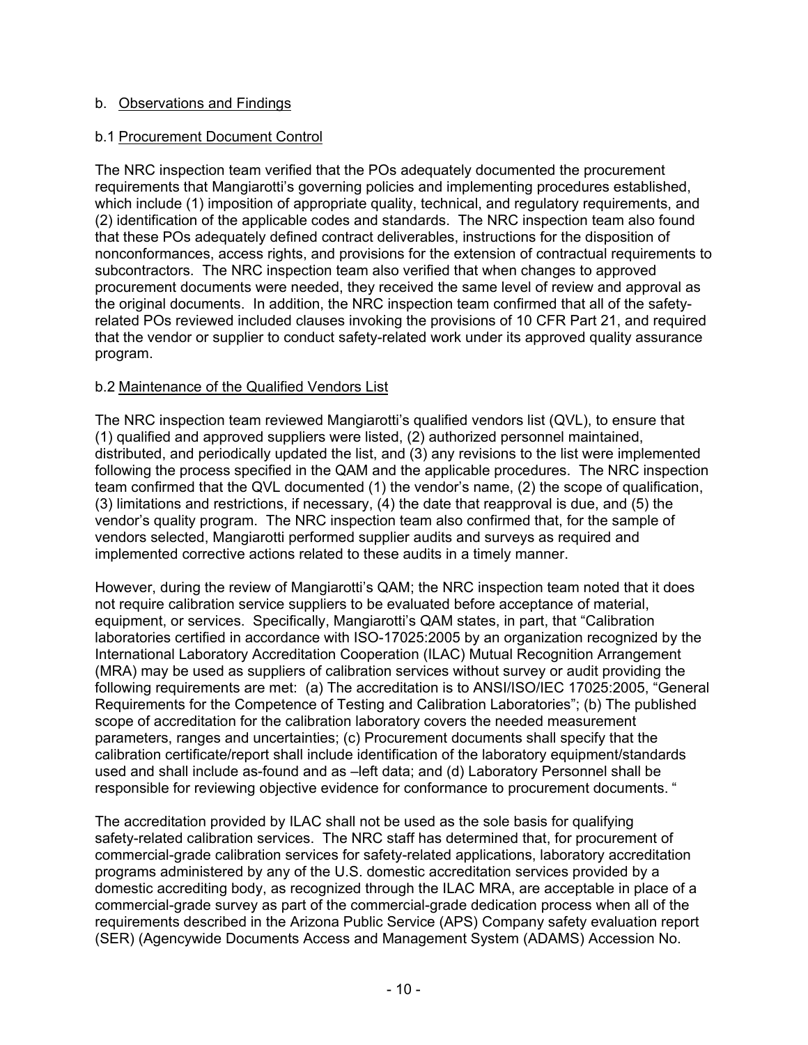b. Observations and Findings

b.1 Procurement Document Control

The NRC inspection team verified that the POs adequately documented the procurement requirements that Mangiarotti's governing policies and implementing procedures established, which include (1) imposition of appropriate quality, technical, and regulatory requirements, and (2) identification of the applicable codes and standards. The NRC inspection team also found that these POs adequately defined contract deliverables, instructions for the disposition of nonconformances, access rights, and provisions for the extension of contractual requirements to subcontractors. The NRC inspection team also verified that when changes to approved procurement documents were needed, they received the same level of review and approval as the original documents. In addition, the NRC inspection team confirmed that all of the safety-related POs reviewed included clauses invoking the provisions of 10 CFR Part 21, and required that the vendor or supplier to conduct safety-related work under its approved quality assurance program.

b.2 Maintenance of the Qualified Vendors List

The NRC inspection team reviewed Mangiarotti's qualified vendors list (QVL), to ensure that (1) qualified and approved suppliers were listed, (2) authorized personnel maintained, distributed, and periodically updated the list, and (3) any revisions to the list were implemented following the process specified in the QAM and the applicable procedures. The NRC inspection team confirmed that the QVL documented (1) the vendor's name, (2) the scope of qualification, (3) limitations and restrictions, if necessary, (4) the date that reapproval is due, and (5) the vendor's quality program. The NRC inspection team also confirmed that, for the sample of vendors selected, Mangiarotti performed supplier audits and surveys as required and implemented corrective actions related to these audits in a timely manner.

However, during the review of Mangiarotti's QAM; the NRC inspection team noted that it does not require calibration service suppliers to be evaluated before acceptance of material, equipment, or services. Specifically, Mangiarotti's QAM states, in part, that "Calibration laboratories certified in accordance with ISO-17025:2005 by an organization recognized by the International Laboratory Accreditation Cooperation (ILAC) Mutual Recognition Arrangement (MRA) may be used as suppliers of calibration services without survey or audit providing the following requirements are met: (a) The accreditation is to ANSI/ISO/IEC 17025:2005, "General Requirements for the Competence of Testing and Calibration Laboratories"; (b) The published scope of accreditation for the calibration laboratory covers the needed measurement parameters, ranges and uncertainties; (c) Procurement documents shall specify that the calibration certificate/report shall include identification of the laboratory equipment/standards used and shall include as-found and as –left data; and (d) Laboratory Personnel shall be responsible for reviewing objective evidence for conformance to procurement documents. "

The accreditation provided by ILAC shall not be used as the sole basis for qualifying safety-related calibration services. The NRC staff has determined that, for procurement of commercial-grade calibration services for safety-related applications, laboratory accreditation programs administered by any of the U.S. domestic accreditation services provided by a domestic accrediting body, as recognized through the ILAC MRA, are acceptable in place of a commercial-grade survey as part of the commercial-grade dedication process when all of the requirements described in the Arizona Public Service (APS) Company safety evaluation report (SER) (Agencywide Documents Access and Management System (ADAMS) Accession No.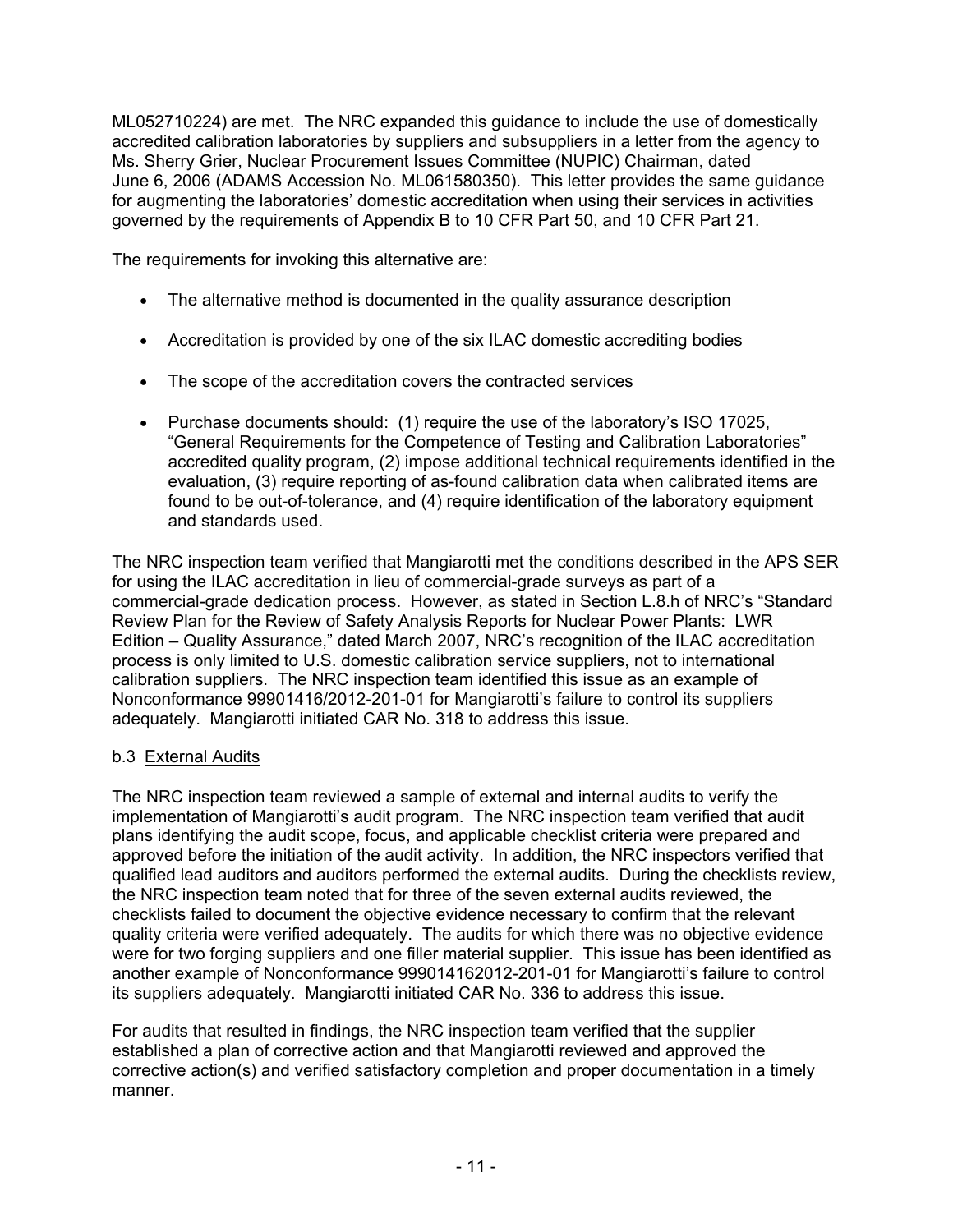ML052710224) are met. The NRC expanded this guidance to include the use of domestically accredited calibration laboratories by suppliers and subsuppliers in a letter from the agency to Ms. Sherry Grier, Nuclear Procurement Issues Committee (NUPIC) Chairman, dated June 6, 2006 (ADAMS Accession No. ML061580350). This letter provides the same guidance for augmenting the laboratories' domestic accreditation when using their services in activities governed by the requirements of Appendix B to 10 CFR Part 50, and 10 CFR Part 21.

The requirements for invoking this alternative are:

- The alternative method is documented in the quality assurance description
- Accreditation is provided by one of the six ILAC domestic accrediting bodies
- The scope of the accreditation covers the contracted services
- Purchase documents should: (1) require the use of the laboratory's ISO 17025, "General Requirements for the Competence of Testing and Calibration Laboratories" accredited quality program, (2) impose additional technical requirements identified in the evaluation, (3) require reporting of as-found calibration data when calibrated items are found to be out-of-tolerance, and (4) require identification of the laboratory equipment and standards used.

The NRC inspection team verified that Mangiarotti met the conditions described in the APS SER for using the ILAC accreditation in lieu of commercial-grade surveys as part of a commercial-grade dedication process. However, as stated in Section L.8.h of NRC's "Standard Review Plan for the Review of Safety Analysis Reports for Nuclear Power Plants: LWR Edition – Quality Assurance," dated March 2007, NRC's recognition of the ILAC accreditation process is only limited to U.S. domestic calibration service suppliers, not to international calibration suppliers. The NRC inspection team identified this issue as an example of Nonconformance 99901416/2012-201-01 for Mangiarotti's failure to control its suppliers adequately. Mangiarotti initiated CAR No. 318 to address this issue.

b.3 External Audits

The NRC inspection team reviewed a sample of external and internal audits to verify the implementation of Mangiarotti's audit program. The NRC inspection team verified that audit plans identifying the audit scope, focus, and applicable checklist criteria were prepared and approved before the initiation of the audit activity. In addition, the NRC inspectors verified that qualified lead auditors and auditors performed the external audits. During the checklists review, the NRC inspection team noted that for three of the seven external audits reviewed, the checklists failed to document the objective evidence necessary to confirm that the relevant quality criteria were verified adequately. The audits for which there was no objective evidence were for two forging suppliers and one filler material supplier. This issue has been identified as another example of Nonconformance 999014162012-201-01 for Mangiarotti's failure to control its suppliers adequately. Mangiarotti initiated CAR No. 336 to address this issue.

For audits that resulted in findings, the NRC inspection team verified that the supplier established a plan of corrective action and that Mangiarotti reviewed and approved the corrective action(s) and verified satisfactory completion and proper documentation in a timely manner.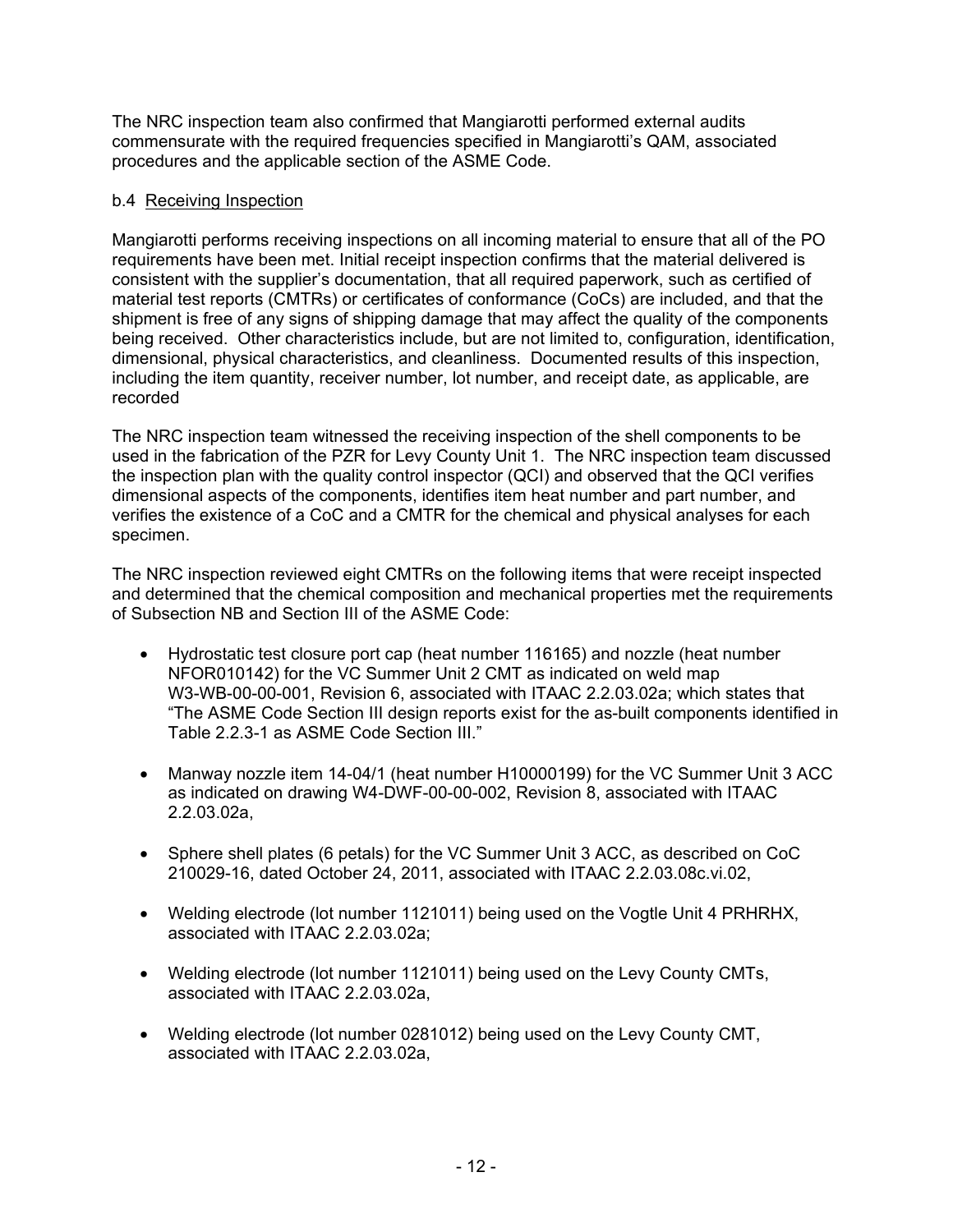The NRC inspection team also confirmed that Mangiarotti performed external audits commensurate with the required frequencies specified in Mangiarotti's QAM, associated procedures and the applicable section of the ASME Code.

b.4 Receiving Inspection

Mangiarotti performs receiving inspections on all incoming material to ensure that all of the PO requirements have been met. Initial receipt inspection confirms that the material delivered is consistent with the supplier's documentation, that all required paperwork, such as certified of material test reports (CMTRs) or certificates of conformance (CoCs) are included, and that the shipment is free of any signs of shipping damage that may affect the quality of the components being received. Other characteristics include, but are not limited to, configuration, identification, dimensional, physical characteristics, and cleanliness. Documented results of this inspection, including the item quantity, receiver number, lot number, and receipt date, as applicable, are recorded

The NRC inspection team witnessed the receiving inspection of the shell components to be used in the fabrication of the PZR for Levy County Unit 1. The NRC inspection team discussed the inspection plan with the quality control inspector (QCI) and observed that the QCI verifies dimensional aspects of the components, identifies item heat number and part number, and verifies the existence of a CoC and a CMTR for the chemical and physical analyses for each specimen.

The NRC inspection reviewed eight CMTRs on the following items that were receipt inspected and determined that the chemical composition and mechanical properties met the requirements of Subsection NB and Section III of the ASME Code:

- Hydrostatic test closure port cap (heat number 116165) and nozzle (heat number NFOR010142) for the VC Summer Unit 2 CMT as indicated on weld map W3-WB-00-00-001, Revision 6, associated with ITAAC 2.2.03.02a; which states that "The ASME Code Section III design reports exist for the as-built components identified in Table 2.2.3-1 as ASME Code Section III."

- Manway nozzle item 14-04/1 (heat number H10000199) for the VC Summer Unit 3 ACC as indicated on drawing W4-DWF-00-00-002, Revision 8, associated with ITAAC 2.2.03.02a,

- Sphere shell plates (6 petals) for the VC Summer Unit 3 ACC, as described on CoC 210029-16, dated October 24, 2011, associated with ITAAC 2.2.03.08c.vi.02,

- Welding electrode (lot number 1121011) being used on the Vogtle Unit 4 PRHRHX, associated with ITAAC 2.2.03.02a;

- Welding electrode (lot number 1121011) being used on the Levy County CMTs, associated with ITAAC 2.2.03.02a,

- Welding electrode (lot number 0281012) being used on the Levy County CMT, associated with ITAAC 2.2.03.02a,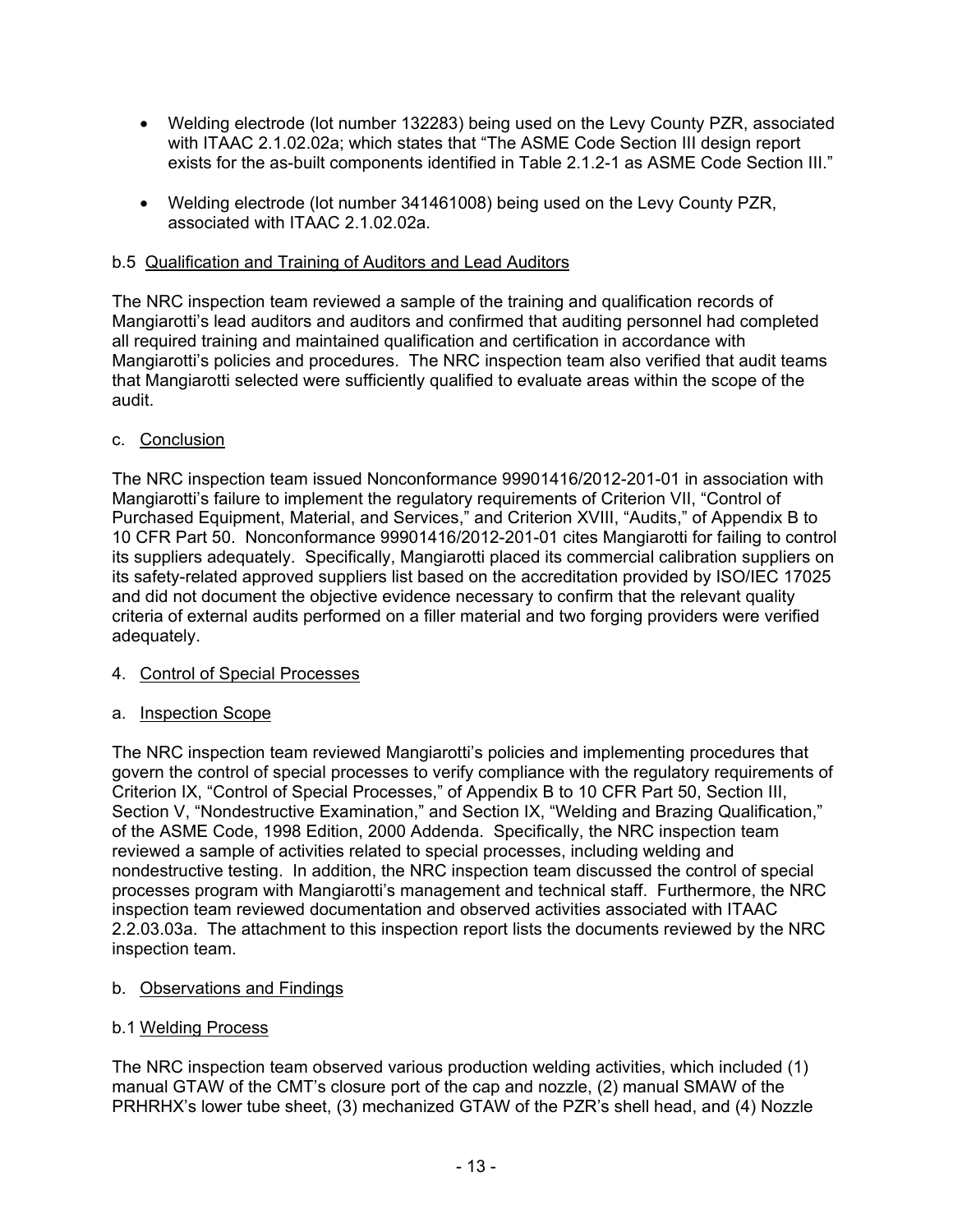- Welding electrode (lot number 132283) being used on the Levy County PZR, associated with ITAAC 2.1.02.02a; which states that "The ASME Code Section III design report exists for the as-built components identified in Table 2.1.2-1 as ASME Code Section III."

- Welding electrode (lot number 341461008) being used on the Levy County PZR, associated with ITAAC 2.1.02.02a.

b.5 Qualification and Training of Auditors and Lead Auditors

The NRC inspection team reviewed a sample of the training and qualification records of Mangiarotti's lead auditors and auditors and confirmed that auditing personnel had completed all required training and maintained qualification and certification in accordance with Mangiarotti's policies and procedures. The NRC inspection team also verified that audit teams that Mangiarotti selected were sufficiently qualified to evaluate areas within the scope of the audit.

c. Conclusion

The NRC inspection team issued Nonconformance 99901416/2012-201-01 in association with Mangiarotti's failure to implement the regulatory requirements of Criterion VII, "Control of Purchased Equipment, Material, and Services," and Criterion XVIII, "Audits," of Appendix B to 10 CFR Part 50. Nonconformance 99901416/2012-201-01 cites Mangiarotti for failing to control its suppliers adequately. Specifically, Mangiarotti placed its commercial calibration suppliers on its safety-related approved suppliers list based on the accreditation provided by ISO/IEC 17025 and did not document the objective evidence necessary to confirm that the relevant quality criteria of external audits performed on a filler material and two forging providers were verified adequately.

4. Control of Special Processes

a. Inspection Scope

The NRC inspection team reviewed Mangiarotti's policies and implementing procedures that govern the control of special processes to verify compliance with the regulatory requirements of Criterion IX, "Control of Special Processes," of Appendix B to 10 CFR Part 50, Section III, Section V, "Nondestructive Examination," and Section IX, "Welding and Brazing Qualification," of the ASME Code, 1998 Edition, 2000 Addenda. Specifically, the NRC inspection team reviewed a sample of activities related to special processes, including welding and nondestructive testing. In addition, the NRC inspection team discussed the control of special processes program with Mangiarotti's management and technical staff. Furthermore, the NRC inspection team reviewed documentation and observed activities associated with ITAAC 2.2.03.03a. The attachment to this inspection report lists the documents reviewed by the NRC inspection team.

b. Observations and Findings

b.1 Welding Process

The NRC inspection team observed various production welding activities, which included (1) manual GTAW of the CMT's closure port of the cap and nozzle, (2) manual SMAW of the PRHRHX's lower tube sheet, (3) mechanized GTAW of the PZR's shell head, and (4) Nozzle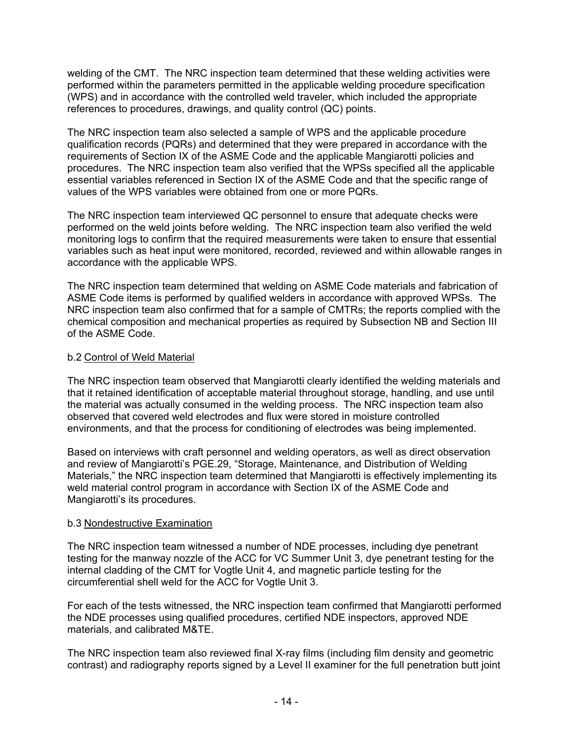welding of the CMT. The NRC inspection team determined that these welding activities were performed within the parameters permitted in the applicable welding procedure specification (WPS) and in accordance with the controlled weld traveler, which included the appropriate references to procedures, drawings, and quality control (QC) points.

The NRC inspection team also selected a sample of WPS and the applicable procedure qualification records (PQRs) and determined that they were prepared in accordance with the requirements of Section IX of the ASME Code and the applicable Mangiarotti policies and procedures. The NRC inspection team also verified that the WPSs specified all the applicable essential variables referenced in Section IX of the ASME Code and that the specific range of values of the WPS variables were obtained from one or more PQRs.

The NRC inspection team interviewed QC personnel to ensure that adequate checks were performed on the weld joints before welding. The NRC inspection team also verified the weld monitoring logs to confirm that the required measurements were taken to ensure that essential variables such as heat input were monitored, recorded, reviewed and within allowable ranges in accordance with the applicable WPS.

The NRC inspection team determined that welding on ASME Code materials and fabrication of ASME Code items is performed by qualified welders in accordance with approved WPSs. The NRC inspection team also confirmed that for a sample of CMTRs; the reports complied with the chemical composition and mechanical properties as required by Subsection NB and Section III of the ASME Code.

b.2 <u>Control of Weld Material</u>

The NRC inspection team observed that Mangiarotti clearly identified the welding materials and that it retained identification of acceptable material throughout storage, handling, and use until the material was actually consumed in the welding process. The NRC inspection team also observed that covered weld electrodes and flux were stored in moisture controlled environments, and that the process for conditioning of electrodes was being implemented.

Based on interviews with craft personnel and welding operators, as well as direct observation and review of Mangiarotti's PGE.29, "Storage, Maintenance, and Distribution of Welding Materials," the NRC inspection team determined that Mangiarotti is effectively implementing its weld material control program in accordance with Section IX of the ASME Code and Mangiarotti's its procedures.

b.3 <u>Nondestructive Examination</u>

The NRC inspection team witnessed a number of NDE processes, including dye penetrant testing for the manway nozzle of the ACC for VC Summer Unit 3, dye penetrant testing for the internal cladding of the CMT for Vogtle Unit 4, and magnetic particle testing for the circumferential shell weld for the ACC for Vogtle Unit 3.

For each of the tests witnessed, the NRC inspection team confirmed that Mangiarotti performed the NDE processes using qualified procedures, certified NDE inspectors, approved NDE materials, and calibrated M&TE.

The NRC inspection team also reviewed final X-ray films (including film density and geometric contrast) and radiography reports signed by a Level II examiner for the full penetration butt joint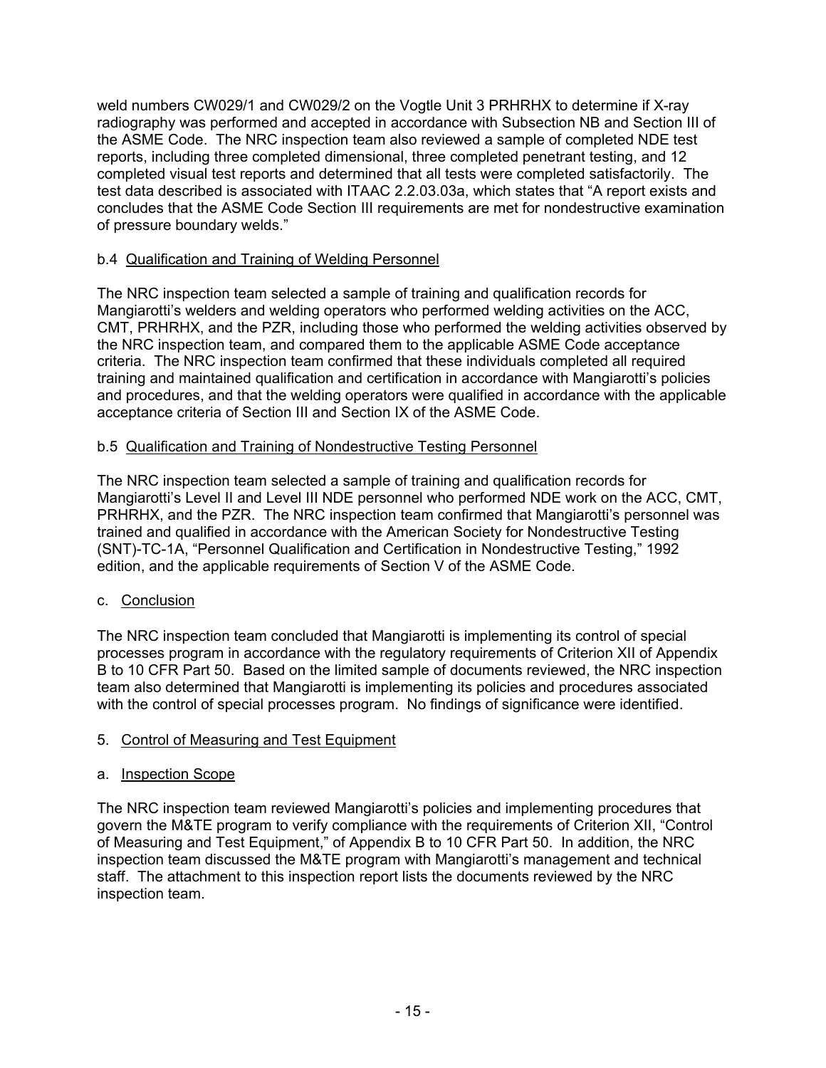weld numbers CW029/1 and CW029/2 on the Vogtle Unit 3 PRHRHX to determine if X-ray radiography was performed and accepted in accordance with Subsection NB and Section III of the ASME Code. The NRC inspection team also reviewed a sample of completed NDE test reports, including three completed dimensional, three completed penetrant testing, and 12 completed visual test reports and determined that all tests were completed satisfactorily. The test data described is associated with ITAAC 2.2.03.03a, which states that "A report exists and concludes that the ASME Code Section III requirements are met for nondestructive examination of pressure boundary welds."

b.4 Qualification and Training of Welding Personnel

The NRC inspection team selected a sample of training and qualification records for Mangiarotti's welders and welding operators who performed welding activities on the ACC, CMT, PRHRHX, and the PZR, including those who performed the welding activities observed by the NRC inspection team, and compared them to the applicable ASME Code acceptance criteria. The NRC inspection team confirmed that these individuals completed all required training and maintained qualification and certification in accordance with Mangiarotti's policies and procedures, and that the welding operators were qualified in accordance with the applicable acceptance criteria of Section III and Section IX of the ASME Code.

b.5 Qualification and Training of Nondestructive Testing Personnel

The NRC inspection team selected a sample of training and qualification records for Mangiarotti's Level II and Level III NDE personnel who performed NDE work on the ACC, CMT, PRHRHX, and the PZR. The NRC inspection team confirmed that Mangiarotti's personnel was trained and qualified in accordance with the American Society for Nondestructive Testing (SNT)-TC-1A, "Personnel Qualification and Certification in Nondestructive Testing," 1992 edition, and the applicable requirements of Section V of the ASME Code.

c. Conclusion

The NRC inspection team concluded that Mangiarotti is implementing its control of special processes program in accordance with the regulatory requirements of Criterion XII of Appendix B to 10 CFR Part 50. Based on the limited sample of documents reviewed, the NRC inspection team also determined that Mangiarotti is implementing its policies and procedures associated with the control of special processes program. No findings of significance were identified.

5. Control of Measuring and Test Equipment

a. Inspection Scope

The NRC inspection team reviewed Mangiarotti's policies and implementing procedures that govern the M&TE program to verify compliance with the requirements of Criterion XII, "Control of Measuring and Test Equipment," of Appendix B to 10 CFR Part 50. In addition, the NRC inspection team discussed the M&TE program with Mangiarotti's management and technical staff. The attachment to this inspection report lists the documents reviewed by the NRC inspection team.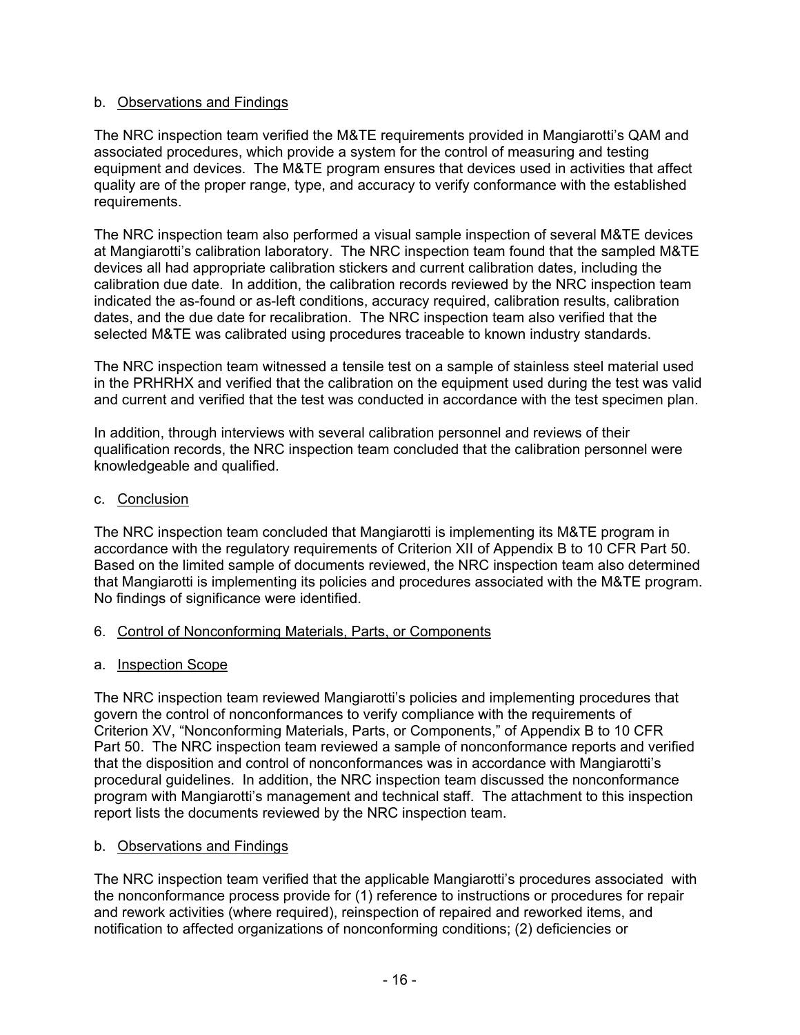b. Observations and Findings

The NRC inspection team verified the M&TE requirements provided in Mangiarotti's QAM and associated procedures, which provide a system for the control of measuring and testing equipment and devices. The M&TE program ensures that devices used in activities that affect quality are of the proper range, type, and accuracy to verify conformance with the established requirements.

The NRC inspection team also performed a visual sample inspection of several M&TE devices at Mangiarotti's calibration laboratory. The NRC inspection team found that the sampled M&TE devices all had appropriate calibration stickers and current calibration dates, including the calibration due date. In addition, the calibration records reviewed by the NRC inspection team indicated the as-found or as-left conditions, accuracy required, calibration results, calibration dates, and the due date for recalibration. The NRC inspection team also verified that the selected M&TE was calibrated using procedures traceable to known industry standards.

The NRC inspection team witnessed a tensile test on a sample of stainless steel material used in the PRHRHX and verified that the calibration on the equipment used during the test was valid and current and verified that the test was conducted in accordance with the test specimen plan.

In addition, through interviews with several calibration personnel and reviews of their qualification records, the NRC inspection team concluded that the calibration personnel were knowledgeable and qualified.

c. Conclusion

The NRC inspection team concluded that Mangiarotti is implementing its M&TE program in accordance with the regulatory requirements of Criterion XII of Appendix B to 10 CFR Part 50. Based on the limited sample of documents reviewed, the NRC inspection team also determined that Mangiarotti is implementing its policies and procedures associated with the M&TE program. No findings of significance were identified.

6. Control of Nonconforming Materials, Parts, or Components

a. Inspection Scope

The NRC inspection team reviewed Mangiarotti's policies and implementing procedures that govern the control of nonconformances to verify compliance with the requirements of Criterion XV, "Nonconforming Materials, Parts, or Components," of Appendix B to 10 CFR Part 50. The NRC inspection team reviewed a sample of nonconformance reports and verified that the disposition and control of nonconformances was in accordance with Mangiarotti's procedural guidelines. In addition, the NRC inspection team discussed the nonconformance program with Mangiarotti's management and technical staff. The attachment to this inspection report lists the documents reviewed by the NRC inspection team.

b. Observations and Findings

The NRC inspection team verified that the applicable Mangiarotti's procedures associated with the nonconformance process provide for (1) reference to instructions or procedures for repair and rework activities (where required), reinspection of repaired and reworked items, and notification to affected organizations of nonconforming conditions; (2) deficiencies or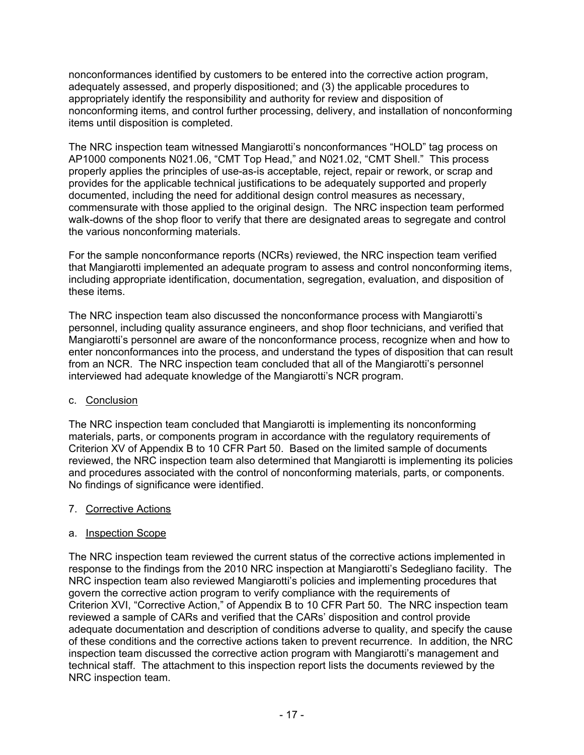nonconformances identified by customers to be entered into the corrective action program, adequately assessed, and properly dispositioned; and (3) the applicable procedures to appropriately identify the responsibility and authority for review and disposition of nonconforming items, and control further processing, delivery, and installation of nonconforming items until disposition is completed.

The NRC inspection team witnessed Mangiarotti's nonconformances "HOLD" tag process on AP1000 components N021.06, "CMT Top Head," and N021.02, "CMT Shell." This process properly applies the principles of use-as-is acceptable, reject, repair or rework, or scrap and provides for the applicable technical justifications to be adequately supported and properly documented, including the need for additional design control measures as necessary, commensurate with those applied to the original design. The NRC inspection team performed walk-downs of the shop floor to verify that there are designated areas to segregate and control the various nonconforming materials.

For the sample nonconformance reports (NCRs) reviewed, the NRC inspection team verified that Mangiarotti implemented an adequate program to assess and control nonconforming items, including appropriate identification, documentation, segregation, evaluation, and disposition of these items.

The NRC inspection team also discussed the nonconformance process with Mangiarotti's personnel, including quality assurance engineers, and shop floor technicians, and verified that Mangiarotti's personnel are aware of the nonconformance process, recognize when and how to enter nonconformances into the process, and understand the types of disposition that can result from an NCR. The NRC inspection team concluded that all of the Mangiarotti's personnel interviewed had adequate knowledge of the Mangiarotti's NCR program.

c. <u>Conclusion</u>

The NRC inspection team concluded that Mangiarotti is implementing its nonconforming materials, parts, or components program in accordance with the regulatory requirements of Criterion XV of Appendix B to 10 CFR Part 50. Based on the limited sample of documents reviewed, the NRC inspection team also determined that Mangiarotti is implementing its policies and procedures associated with the control of nonconforming materials, parts, or components. No findings of significance were identified.

7. <u>Corrective Actions</u>

a. <u>Inspection Scope</u>

The NRC inspection team reviewed the current status of the corrective actions implemented in response to the findings from the 2010 NRC inspection at Mangiarotti's Sedegliano facility. The NRC inspection team also reviewed Mangiarotti's policies and implementing procedures that govern the corrective action program to verify compliance with the requirements of Criterion XVI, "Corrective Action," of Appendix B to 10 CFR Part 50. The NRC inspection team reviewed a sample of CARs and verified that the CARs' disposition and control provide adequate documentation and description of conditions adverse to quality, and specify the cause of these conditions and the corrective actions taken to prevent recurrence. In addition, the NRC inspection team discussed the corrective action program with Mangiarotti's management and technical staff. The attachment to this inspection report lists the documents reviewed by the NRC inspection team.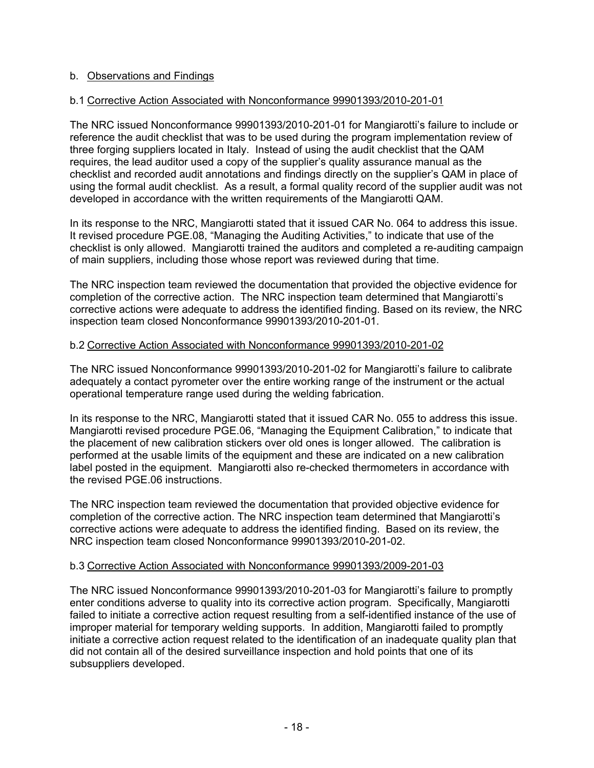b. Observations and Findings

b.1 Corrective Action Associated with Nonconformance 99901393/2010-201-01

The NRC issued Nonconformance 99901393/2010-201-01 for Mangiarotti's failure to include or reference the audit checklist that was to be used during the program implementation review of three forging suppliers located in Italy. Instead of using the audit checklist that the QAM requires, the lead auditor used a copy of the supplier's quality assurance manual as the checklist and recorded audit annotations and findings directly on the supplier's QAM in place of using the formal audit checklist. As a result, a formal quality record of the supplier audit was not developed in accordance with the written requirements of the Mangiarotti QAM.

In its response to the NRC, Mangiarotti stated that it issued CAR No. 064 to address this issue. It revised procedure PGE.08, "Managing the Auditing Activities," to indicate that use of the checklist is only allowed. Mangiarotti trained the auditors and completed a re-auditing campaign of main suppliers, including those whose report was reviewed during that time.

The NRC inspection team reviewed the documentation that provided the objective evidence for completion of the corrective action. The NRC inspection team determined that Mangiarotti's corrective actions were adequate to address the identified finding. Based on its review, the NRC inspection team closed Nonconformance 99901393/2010-201-01.

b.2 Corrective Action Associated with Nonconformance 99901393/2010-201-02

The NRC issued Nonconformance 99901393/2010-201-02 for Mangiarotti's failure to calibrate adequately a contact pyrometer over the entire working range of the instrument or the actual operational temperature range used during the welding fabrication.

In its response to the NRC, Mangiarotti stated that it issued CAR No. 055 to address this issue. Mangiarotti revised procedure PGE.06, "Managing the Equipment Calibration," to indicate that the placement of new calibration stickers over old ones is longer allowed. The calibration is performed at the usable limits of the equipment and these are indicated on a new calibration label posted in the equipment. Mangiarotti also re-checked thermometers in accordance with the revised PGE.06 instructions.

The NRC inspection team reviewed the documentation that provided objective evidence for completion of the corrective action. The NRC inspection team determined that Mangiarotti's corrective actions were adequate to address the identified finding. Based on its review, the NRC inspection team closed Nonconformance 99901393/2010-201-02.

b.3 Corrective Action Associated with Nonconformance 99901393/2009-201-03

The NRC issued Nonconformance 99901393/2010-201-03 for Mangiarotti's failure to promptly enter conditions adverse to quality into its corrective action program. Specifically, Mangiarotti failed to initiate a corrective action request resulting from a self-identified instance of the use of improper material for temporary welding supports. In addition, Mangiarotti failed to promptly initiate a corrective action request related to the identification of an inadequate quality plan that did not contain all of the desired surveillance inspection and hold points that one of its subsuppliers developed.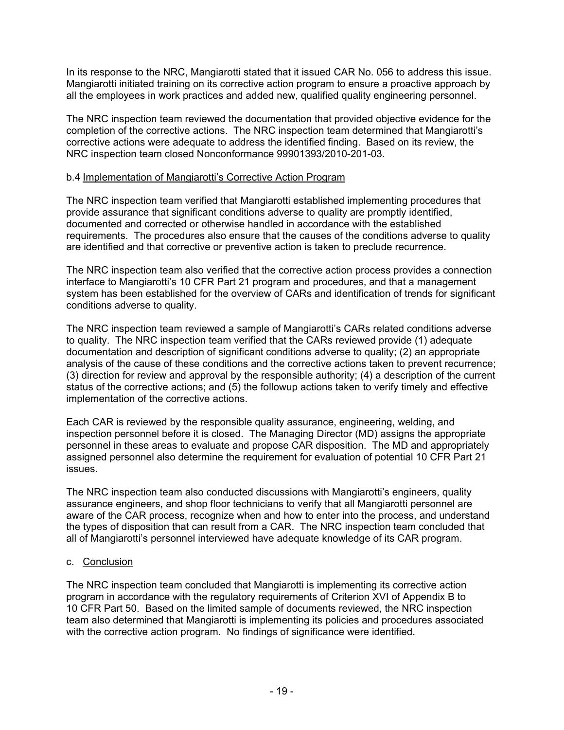In its response to the NRC, Mangiarotti stated that it issued CAR No. 056 to address this issue. Mangiarotti initiated training on its corrective action program to ensure a proactive approach by all the employees in work practices and added new, qualified quality engineering personnel.

The NRC inspection team reviewed the documentation that provided objective evidence for the completion of the corrective actions. The NRC inspection team determined that Mangiarotti's corrective actions were adequate to address the identified finding. Based on its review, the NRC inspection team closed Nonconformance 99901393/2010-201-03.

b.4 Implementation of Mangiarotti's Corrective Action Program

The NRC inspection team verified that Mangiarotti established implementing procedures that provide assurance that significant conditions adverse to quality are promptly identified, documented and corrected or otherwise handled in accordance with the established requirements. The procedures also ensure that the causes of the conditions adverse to quality are identified and that corrective or preventive action is taken to preclude recurrence.

The NRC inspection team also verified that the corrective action process provides a connection interface to Mangiarotti's 10 CFR Part 21 program and procedures, and that a management system has been established for the overview of CARs and identification of trends for significant conditions adverse to quality.

The NRC inspection team reviewed a sample of Mangiarotti's CARs related conditions adverse to quality. The NRC inspection team verified that the CARs reviewed provide (1) adequate documentation and description of significant conditions adverse to quality; (2) an appropriate analysis of the cause of these conditions and the corrective actions taken to prevent recurrence; (3) direction for review and approval by the responsible authority; (4) a description of the current status of the corrective actions; and (5) the followup actions taken to verify timely and effective implementation of the corrective actions.

Each CAR is reviewed by the responsible quality assurance, engineering, welding, and inspection personnel before it is closed. The Managing Director (MD) assigns the appropriate personnel in these areas to evaluate and propose CAR disposition. The MD and appropriately assigned personnel also determine the requirement for evaluation of potential 10 CFR Part 21 issues.

The NRC inspection team also conducted discussions with Mangiarotti's engineers, quality assurance engineers, and shop floor technicians to verify that all Mangiarotti personnel are aware of the CAR process, recognize when and how to enter into the process, and understand the types of disposition that can result from a CAR. The NRC inspection team concluded that all of Mangiarotti's personnel interviewed have adequate knowledge of its CAR program.

c. Conclusion

The NRC inspection team concluded that Mangiarotti is implementing its corrective action program in accordance with the regulatory requirements of Criterion XVI of Appendix B to 10 CFR Part 50. Based on the limited sample of documents reviewed, the NRC inspection team also determined that Mangiarotti is implementing its policies and procedures associated with the corrective action program. No findings of significance were identified.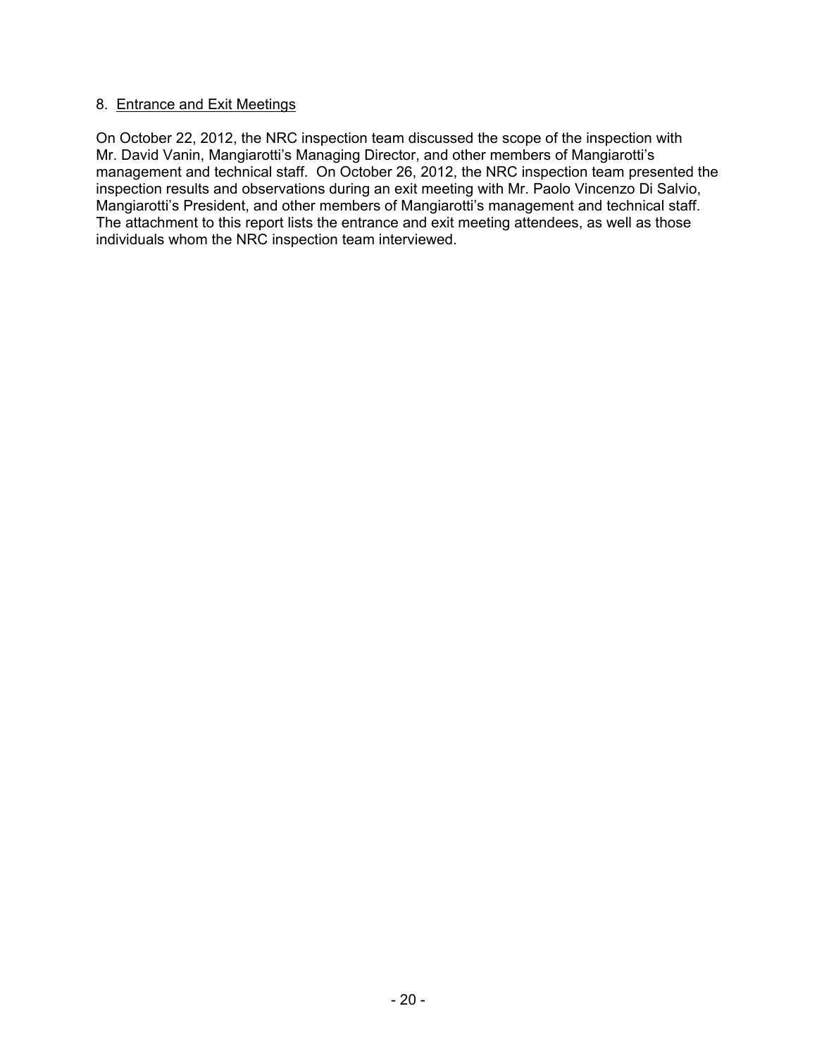8. Entrance and Exit Meetings

On October 22, 2012, the NRC inspection team discussed the scope of the inspection with Mr. David Vanin, Mangiarotti's Managing Director, and other members of Mangiarotti's management and technical staff. On October 26, 2012, the NRC inspection team presented the inspection results and observations during an exit meeting with Mr. Paolo Vincenzo Di Salvio, Mangiarotti's President, and other members of Mangiarotti's management and technical staff. The attachment to this report lists the entrance and exit meeting attendees, as well as those individuals whom the NRC inspection team interviewed.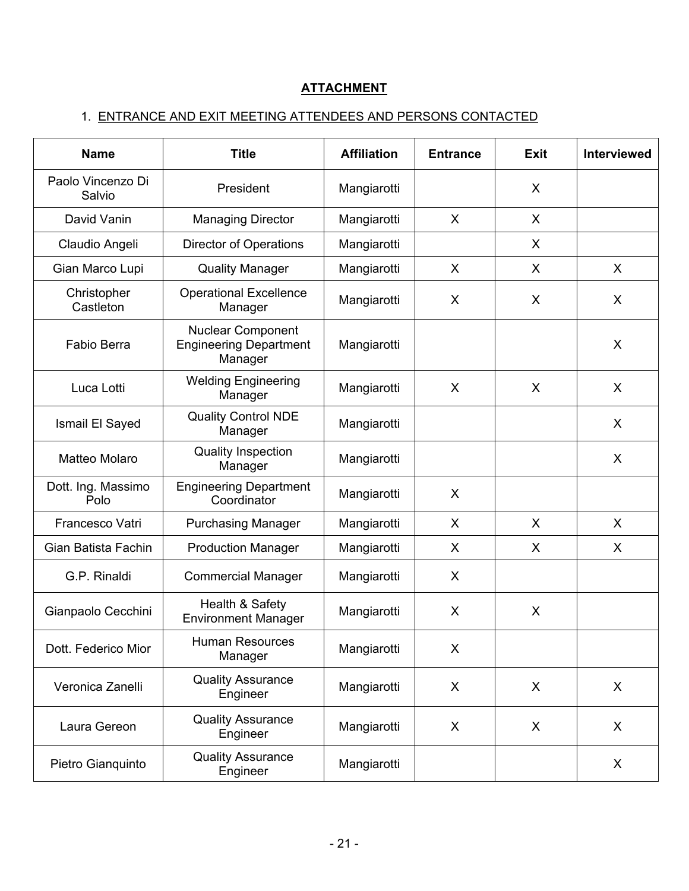## ATTACHMENT

1. ENTRANCE AND EXIT MEETING ATTENDEES AND PERSONS CONTACTED

| Name | Title | Affiliation | Entrance | Exit | Interviewed |
|---|---|---|---|---|---|
| Paolo Vincenzo Di Salvio | President | Mangiarotti | | X | |
| David Vanin | Managing Director | Mangiarotti | X | X | |
| Claudio Angeli | Director of Operations | Mangiarotti | | X | |
| Gian Marco Lupi | Quality Manager | Mangiarotti | X | X | X |
| Christopher Castleton | Operational Excellence Manager | Mangiarotti | X | X | X |
| Fabio Berra | Nuclear Component Engineering Department Manager | Mangiarotti | | | X |
| Luca Lotti | Welding Engineering Manager | Mangiarotti | X | X | X |
| Ismail El Sayed | Quality Control NDE Manager | Mangiarotti | | | X |
| Matteo Molaro | Quality Inspection Manager | Mangiarotti | | | X |
| Dott. Ing. Massimo Polo | Engineering Department Coordinator | Mangiarotti | X | | |
| Francesco Vatri | Purchasing Manager | Mangiarotti | X | X | X |
| Gian Batista Fachin | Production Manager | Mangiarotti | X | X | X |
| G.P. Rinaldi | Commercial Manager | Mangiarotti | X | | |
| Gianpaolo Cecchini | Health & Safety Environment Manager | Mangiarotti | X | X | |
| Dott. Federico Mior | Human Resources Manager | Mangiarotti | X | | |
| Veronica Zanelli | Quality Assurance Engineer | Mangiarotti | X | X | X |
| Laura Gereon | Quality Assurance Engineer | Mangiarotti | X | X | X |
| Pietro Gianquinto | Quality Assurance Engineer | Mangiarotti | | | X |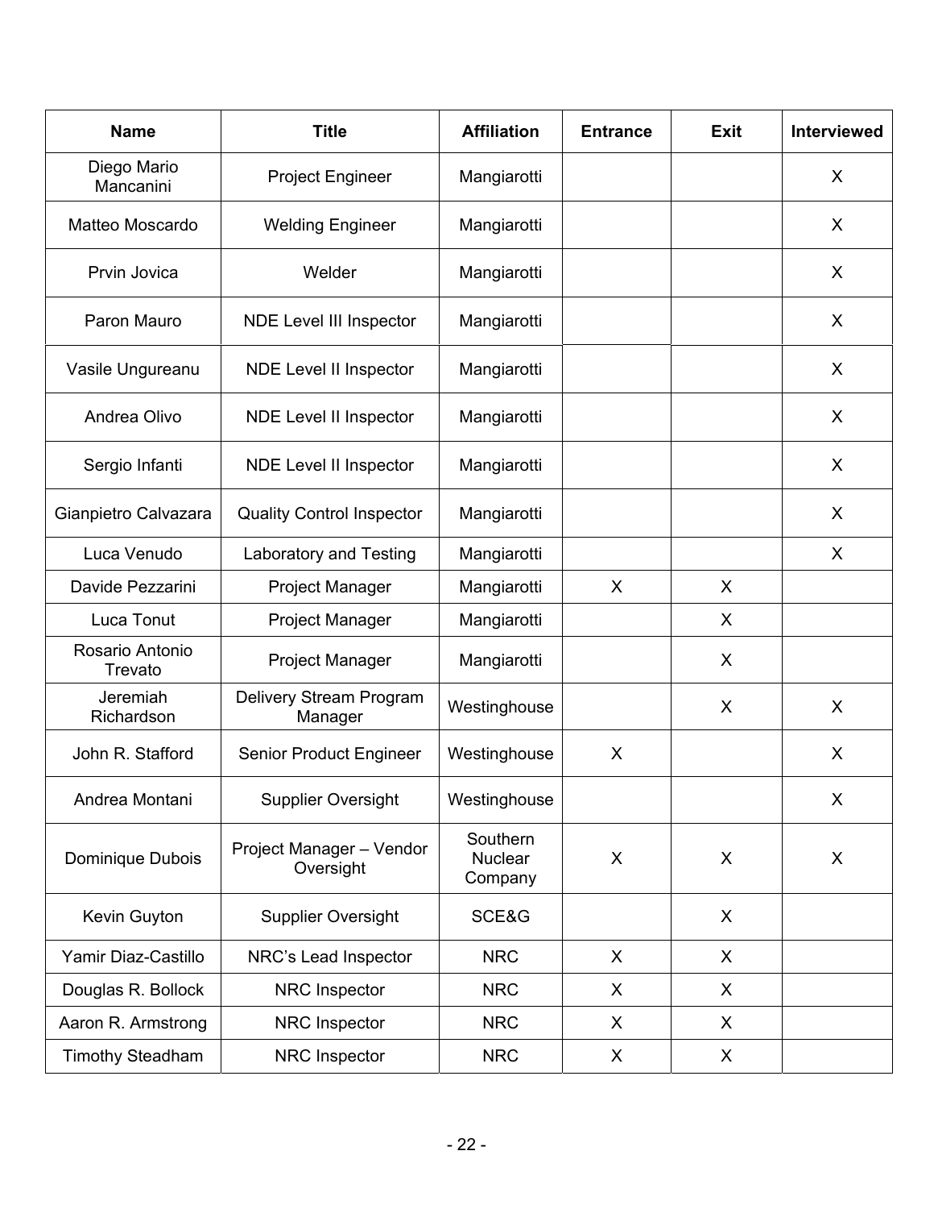| Name | Title | Affiliation | Entrance | Exit | Interviewed |
|---|---|---|---|---|---|
| Diego Mario Mancanini | Project Engineer | Mangiarotti | | | X |
| Matteo Moscardo | Welding Engineer | Mangiarotti | | | X |
| Prvin Jovica | Welder | Mangiarotti | | | X |
| Paron Mauro | NDE Level III Inspector | Mangiarotti | | | X |
| Vasile Ungureanu | NDE Level II Inspector | Mangiarotti | | | X |
| Andrea Olivo | NDE Level II Inspector | Mangiarotti | | | X |
| Sergio Infanti | NDE Level II Inspector | Mangiarotti | | | X |
| Gianpietro Calvazara | Quality Control Inspector | Mangiarotti | | | X |
| Luca Venudo | Laboratory and Testing | Mangiarotti | | | X |
| Davide Pezzarini | Project Manager | Mangiarotti | X | X | |
| Luca Tonut | Project Manager | Mangiarotti | | X | |
| Rosario Antonio Trevato | Project Manager | Mangiarotti | | X | |
| Jeremiah Richardson | Delivery Stream Program Manager | Westinghouse | | X | X |
| John R. Stafford | Senior Product Engineer | Westinghouse | X | | X |
| Andrea Montani | Supplier Oversight | Westinghouse | | | X |
| Dominique Dubois | Project Manager – Vendor Oversight | Southern Nuclear Company | X | X | X |
| Kevin Guyton | Supplier Oversight | SCE&G | | X | |
| Yamir Diaz-Castillo | NRC's Lead Inspector | NRC | X | X | |
| Douglas R. Bollock | NRC Inspector | NRC | X | X | |
| Aaron R. Armstrong | NRC Inspector | NRC | X | X | |
| Timothy Steadham | NRC Inspector | NRC | X | X | |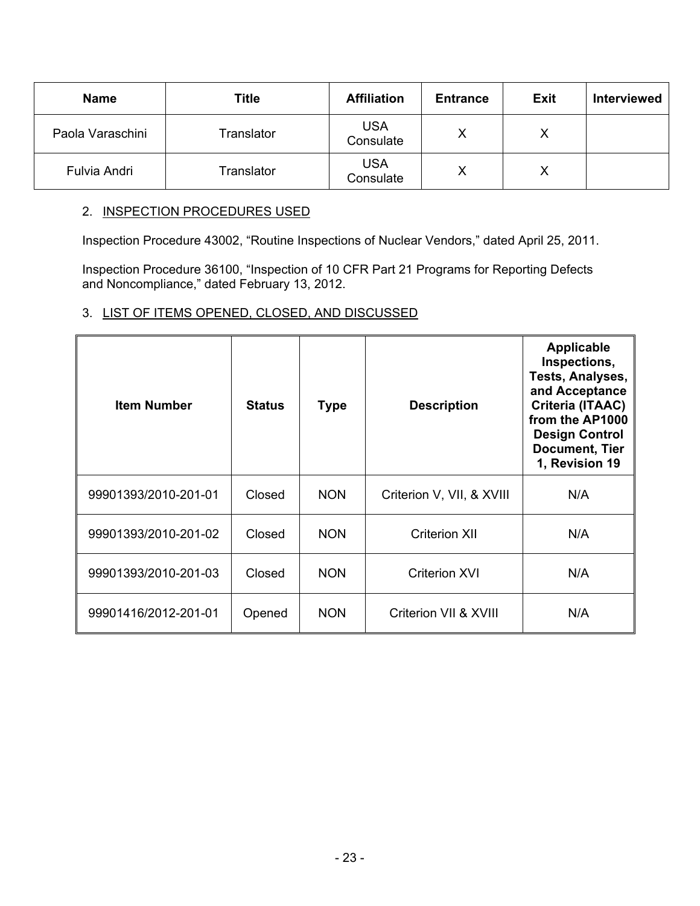| Name | Title | Affiliation | Entrance | Exit | Interviewed |
|---|---|---|---|---|---|
| Paola Varaschini | Translator | USA Consulate | X | X | |
| Fulvia Andri | Translator | USA Consulate | X | X | |

2. INSPECTION PROCEDURES USED

Inspection Procedure 43002, “Routine Inspections of Nuclear Vendors,” dated April 25, 2011.

Inspection Procedure 36100, “Inspection of 10 CFR Part 21 Programs for Reporting Defects and Noncompliance,” dated February 13, 2012.

3. LIST OF ITEMS OPENED, CLOSED, AND DISCUSSED

| Item Number | Status | Type | Description | Applicable Inspections, Tests, Analyses, and Acceptance Criteria (ITAAC) from the AP1000 Design Control Document, Tier 1, Revision 19 |
|---|---|---|---|---|
| 99901393/2010-201-01 | Closed | NON | Criterion V, VII, & XVIII | N/A |
| 99901393/2010-201-02 | Closed | NON | Criterion XII | N/A |
| 99901393/2010-201-03 | Closed | NON | Criterion XVI | N/A |
| 99901416/2012-201-01 | Opened | NON | Criterion VII & XVIII | N/A |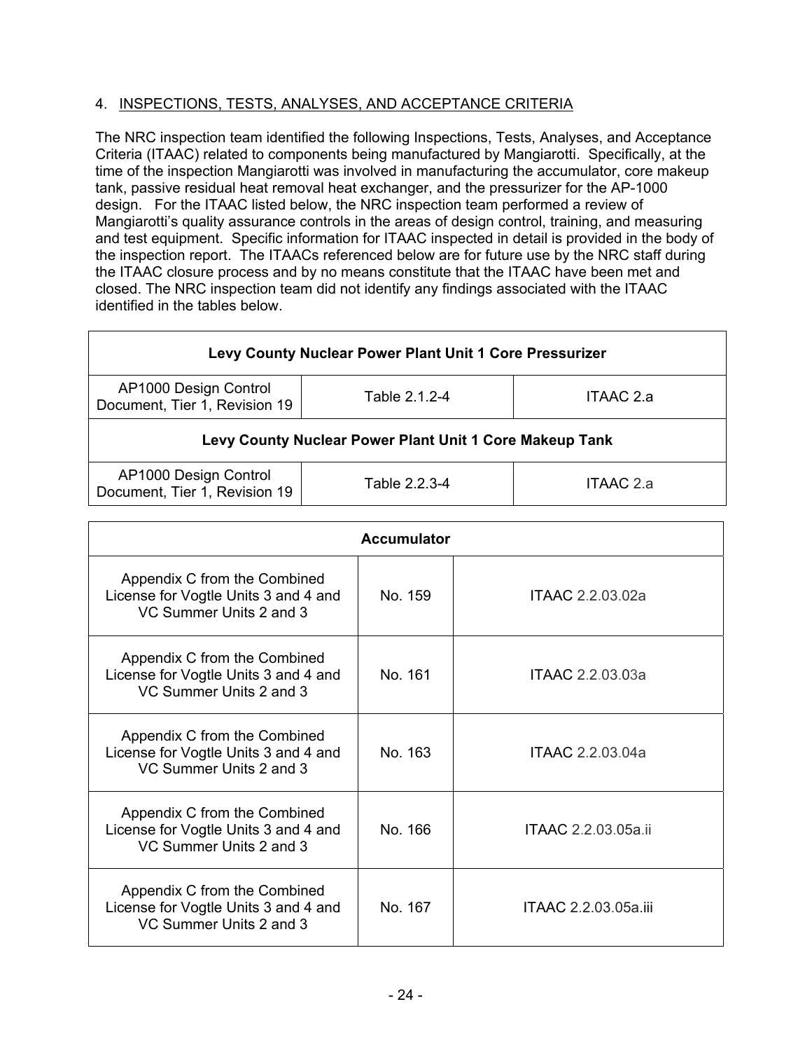## 4. INSPECTIONS, TESTS, ANALYSES, AND ACCEPTANCE CRITERIA

The NRC inspection team identified the following Inspections, Tests, Analyses, and Acceptance Criteria (ITAAC) related to components being manufactured by Mangiarotti. Specifically, at the time of the inspection Mangiarotti was involved in manufacturing the accumulator, core makeup tank, passive residual heat removal heat exchanger, and the pressurizer for the AP-1000 design. For the ITAAC listed below, the NRC inspection team performed a review of Mangiarotti's quality assurance controls in the areas of design control, training, and measuring and test equipment. Specific information for ITAAC inspected in detail is provided in the body of the inspection report. The ITAACs referenced below are for future use by the NRC staff during the ITAAC closure process and by no means constitute that the ITAAC have been met and closed. The NRC inspection team did not identify any findings associated with the ITAAC identified in the tables below.

| **Levy County Nuclear Power Plant Unit 1 Core Pressurizer** | | |
|---|---|---|
| AP1000 Design Control Document, Tier 1, Revision 19 | Table 2.1.2-4 | ITAAC 2.a |
| **Levy County Nuclear Power Plant Unit 1 Core Makeup Tank** | | |
| AP1000 Design Control Document, Tier 1, Revision 19 | Table 2.2.3-4 | ITAAC 2.a |

| **Accumulator** | | |
|---|---|---|
| Appendix C from the Combined License for Vogtle Units 3 and 4 and VC Summer Units 2 and 3 | No. 159 | ITAAC 2.2.03.02a |
| Appendix C from the Combined License for Vogtle Units 3 and 4 and VC Summer Units 2 and 3 | No. 161 | ITAAC 2.2.03.03a |
| Appendix C from the Combined License for Vogtle Units 3 and 4 and VC Summer Units 2 and 3 | No. 163 | ITAAC 2.2.03.04a |
| Appendix C from the Combined License for Vogtle Units 3 and 4 and VC Summer Units 2 and 3 | No. 166 | ITAAC 2.2.03.05a.ii |
| Appendix C from the Combined License for Vogtle Units 3 and 4 and VC Summer Units 2 and 3 | No. 167 | ITAAC 2.2.03.05a.iii |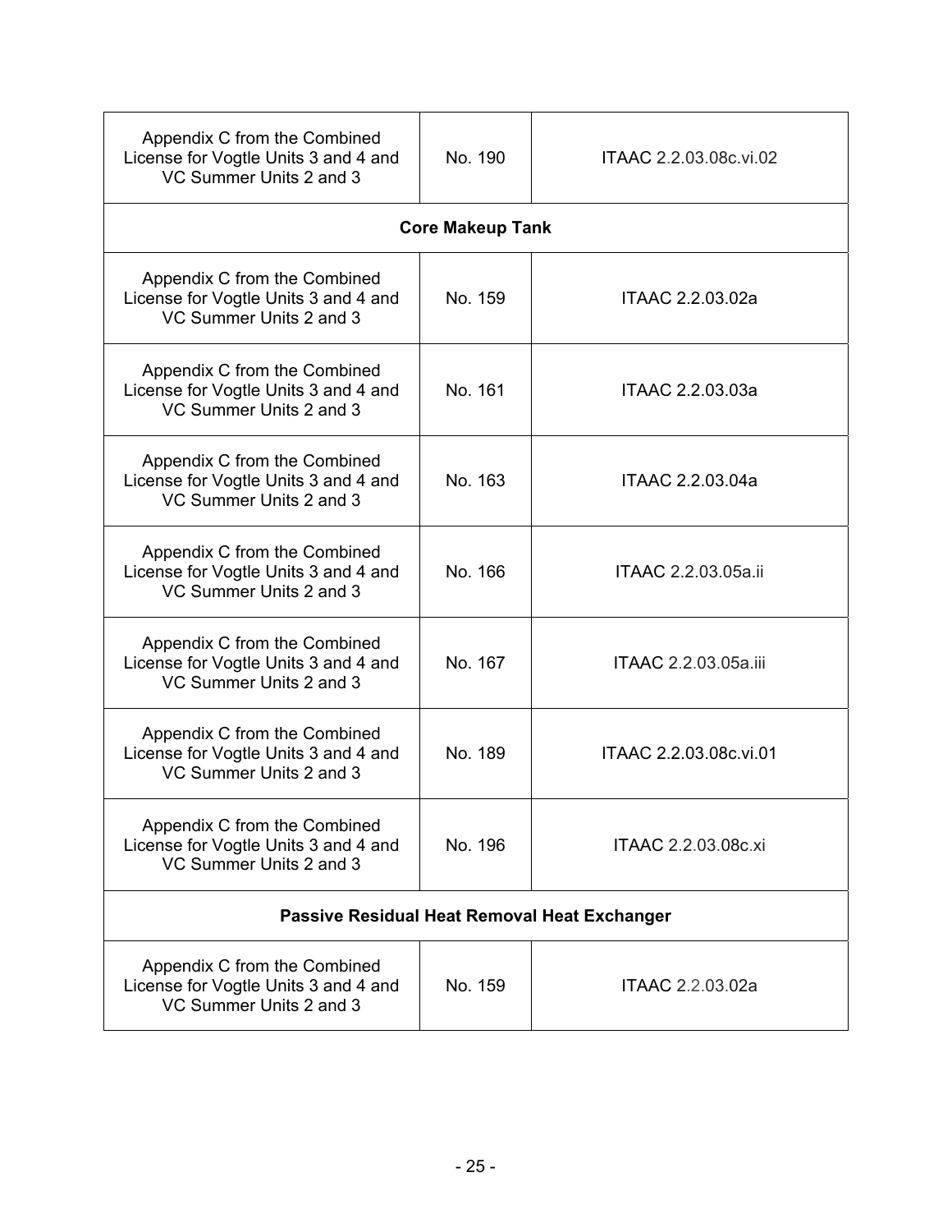| | | |
|---|---|---|
| Appendix C from the Combined License for Vogtle Units 3 and 4 and VC Summer Units 2 and 3 | No. 190 | ITAAC 2.2.03.08c.vi.02 |
| **Core Makeup Tank** | | |
| Appendix C from the Combined License for Vogtle Units 3 and 4 and VC Summer Units 2 and 3 | No. 159 | ITAAC 2.2.03.02a |
| Appendix C from the Combined License for Vogtle Units 3 and 4 and VC Summer Units 2 and 3 | No. 161 | ITAAC 2.2.03.03a |
| Appendix C from the Combined License for Vogtle Units 3 and 4 and VC Summer Units 2 and 3 | No. 163 | ITAAC 2.2.03.04a |
| Appendix C from the Combined License for Vogtle Units 3 and 4 and VC Summer Units 2 and 3 | No. 166 | ITAAC 2.2.03.05a.ii |
| Appendix C from the Combined License for Vogtle Units 3 and 4 and VC Summer Units 2 and 3 | No. 167 | ITAAC 2.2.03.05a.iii |
| Appendix C from the Combined License for Vogtle Units 3 and 4 and VC Summer Units 2 and 3 | No. 189 | ITAAC 2.2.03.08c.vi.01 |
| Appendix C from the Combined License for Vogtle Units 3 and 4 and VC Summer Units 2 and 3 | No. 196 | ITAAC 2.2.03.08c.xi |
| **Passive Residual Heat Removal Heat Exchanger** | | |
| Appendix C from the Combined License for Vogtle Units 3 and 4 and VC Summer Units 2 and 3 | No. 159 | ITAAC 2.2.03.02a |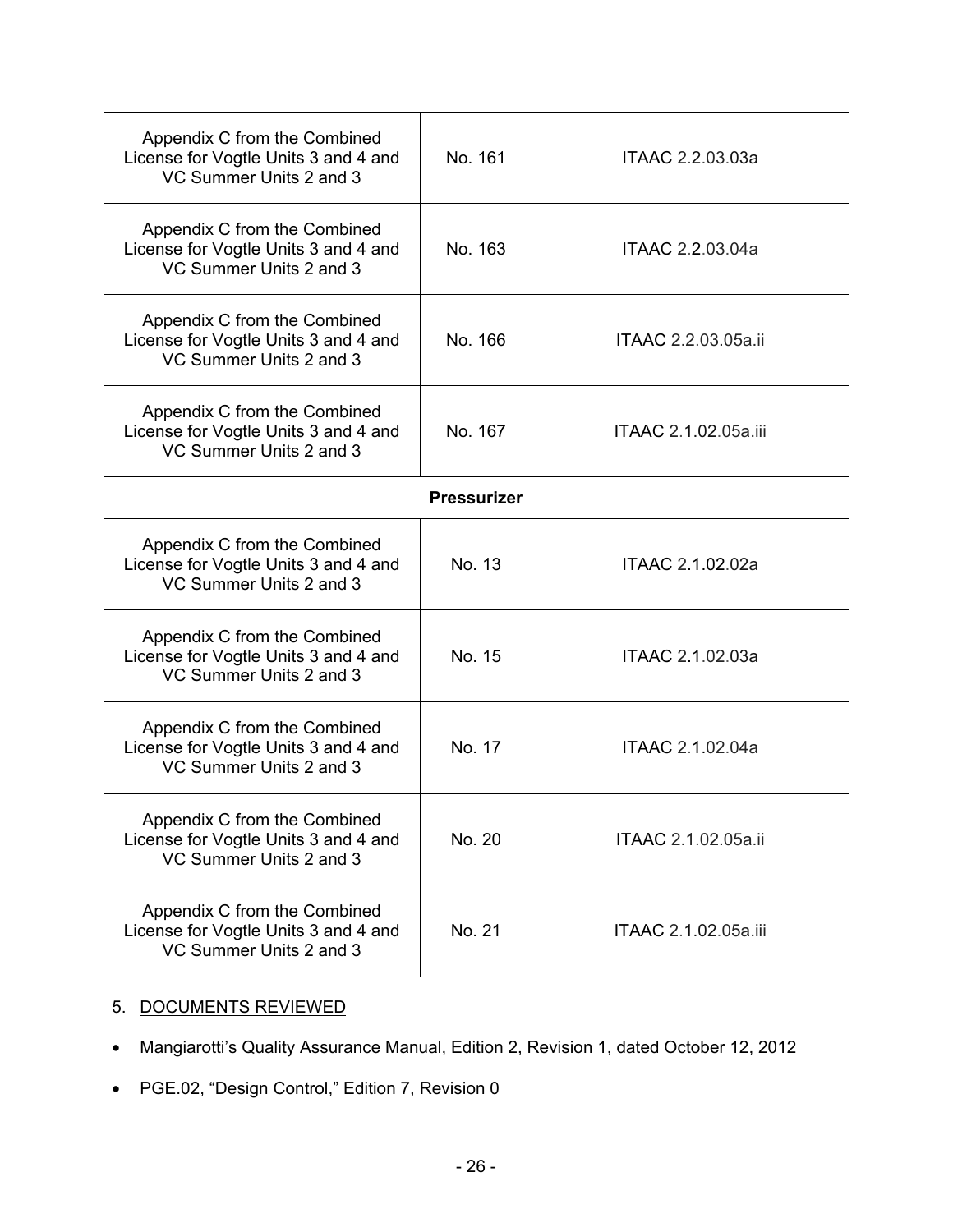| | | |
|---|---|---|
| Appendix C from the Combined License for Vogtle Units 3 and 4 and VC Summer Units 2 and 3 | No. 161 | ITAAC 2.2.03.03a |
| Appendix C from the Combined License for Vogtle Units 3 and 4 and VC Summer Units 2 and 3 | No. 163 | ITAAC 2.2.03.04a |
| Appendix C from the Combined License for Vogtle Units 3 and 4 and VC Summer Units 2 and 3 | No. 166 | ITAAC 2.2.03.05a.ii |
| Appendix C from the Combined License for Vogtle Units 3 and 4 and VC Summer Units 2 and 3 | No. 167 | ITAAC 2.1.02.05a.iii |
| **Pressurizer** | | |
| Appendix C from the Combined License for Vogtle Units 3 and 4 and VC Summer Units 2 and 3 | No. 13 | ITAAC 2.1.02.02a |
| Appendix C from the Combined License for Vogtle Units 3 and 4 and VC Summer Units 2 and 3 | No. 15 | ITAAC 2.1.02.03a |
| Appendix C from the Combined License for Vogtle Units 3 and 4 and VC Summer Units 2 and 3 | No. 17 | ITAAC 2.1.02.04a |
| Appendix C from the Combined License for Vogtle Units 3 and 4 and VC Summer Units 2 and 3 | No. 20 | ITAAC 2.1.02.05a.ii |
| Appendix C from the Combined License for Vogtle Units 3 and 4 and VC Summer Units 2 and 3 | No. 21 | ITAAC 2.1.02.05a.iii |

5. DOCUMENTS REVIEWED

- Mangiarotti's Quality Assurance Manual, Edition 2, Revision 1, dated October 12, 2012
- PGE.02, "Design Control," Edition 7, Revision 0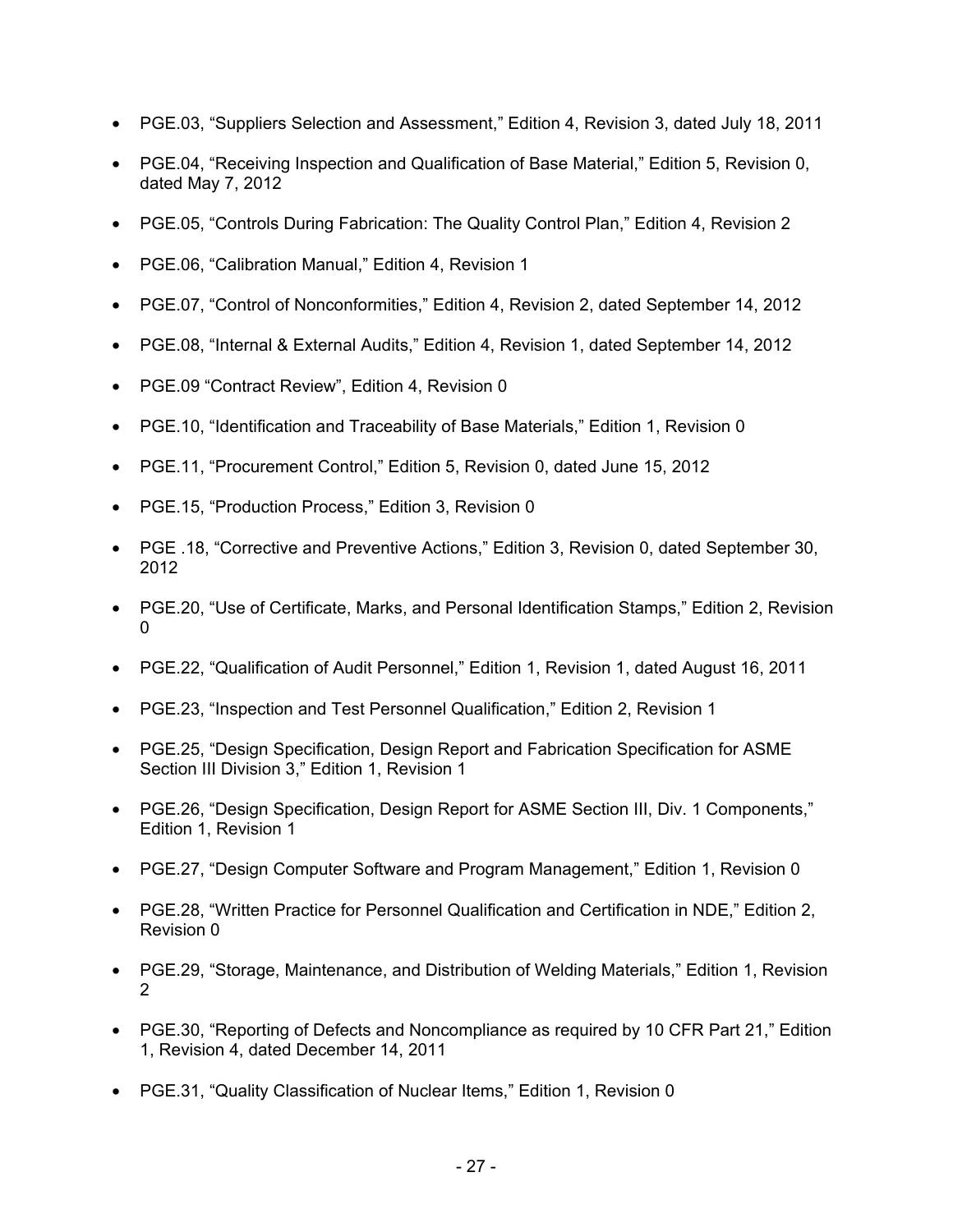- PGE.03, "Suppliers Selection and Assessment," Edition 4, Revision 3, dated July 18, 2011
- PGE.04, "Receiving Inspection and Qualification of Base Material," Edition 5, Revision 0, dated May 7, 2012
- PGE.05, "Controls During Fabrication: The Quality Control Plan," Edition 4, Revision 2
- PGE.06, "Calibration Manual," Edition 4, Revision 1
- PGE.07, "Control of Nonconformities," Edition 4, Revision 2, dated September 14, 2012
- PGE.08, "Internal & External Audits," Edition 4, Revision 1, dated September 14, 2012
- PGE.09 "Contract Review", Edition 4, Revision 0
- PGE.10, "Identification and Traceability of Base Materials," Edition 1, Revision 0
- PGE.11, "Procurement Control," Edition 5, Revision 0, dated June 15, 2012
- PGE.15, "Production Process," Edition 3, Revision 0
- PGE .18, "Corrective and Preventive Actions," Edition 3, Revision 0, dated September 30, 2012
- PGE.20, "Use of Certificate, Marks, and Personal Identification Stamps," Edition 2, Revision 0
- PGE.22, "Qualification of Audit Personnel," Edition 1, Revision 1, dated August 16, 2011
- PGE.23, "Inspection and Test Personnel Qualification," Edition 2, Revision 1
- PGE.25, "Design Specification, Design Report and Fabrication Specification for ASME Section III Division 3," Edition 1, Revision 1
- PGE.26, "Design Specification, Design Report for ASME Section III, Div. 1 Components," Edition 1, Revision 1
- PGE.27, "Design Computer Software and Program Management," Edition 1, Revision 0
- PGE.28, "Written Practice for Personnel Qualification and Certification in NDE," Edition 2, Revision 0
- PGE.29, "Storage, Maintenance, and Distribution of Welding Materials," Edition 1, Revision 2
- PGE.30, "Reporting of Defects and Noncompliance as required by 10 CFR Part 21," Edition 1, Revision 4, dated December 14, 2011
- PGE.31, "Quality Classification of Nuclear Items," Edition 1, Revision 0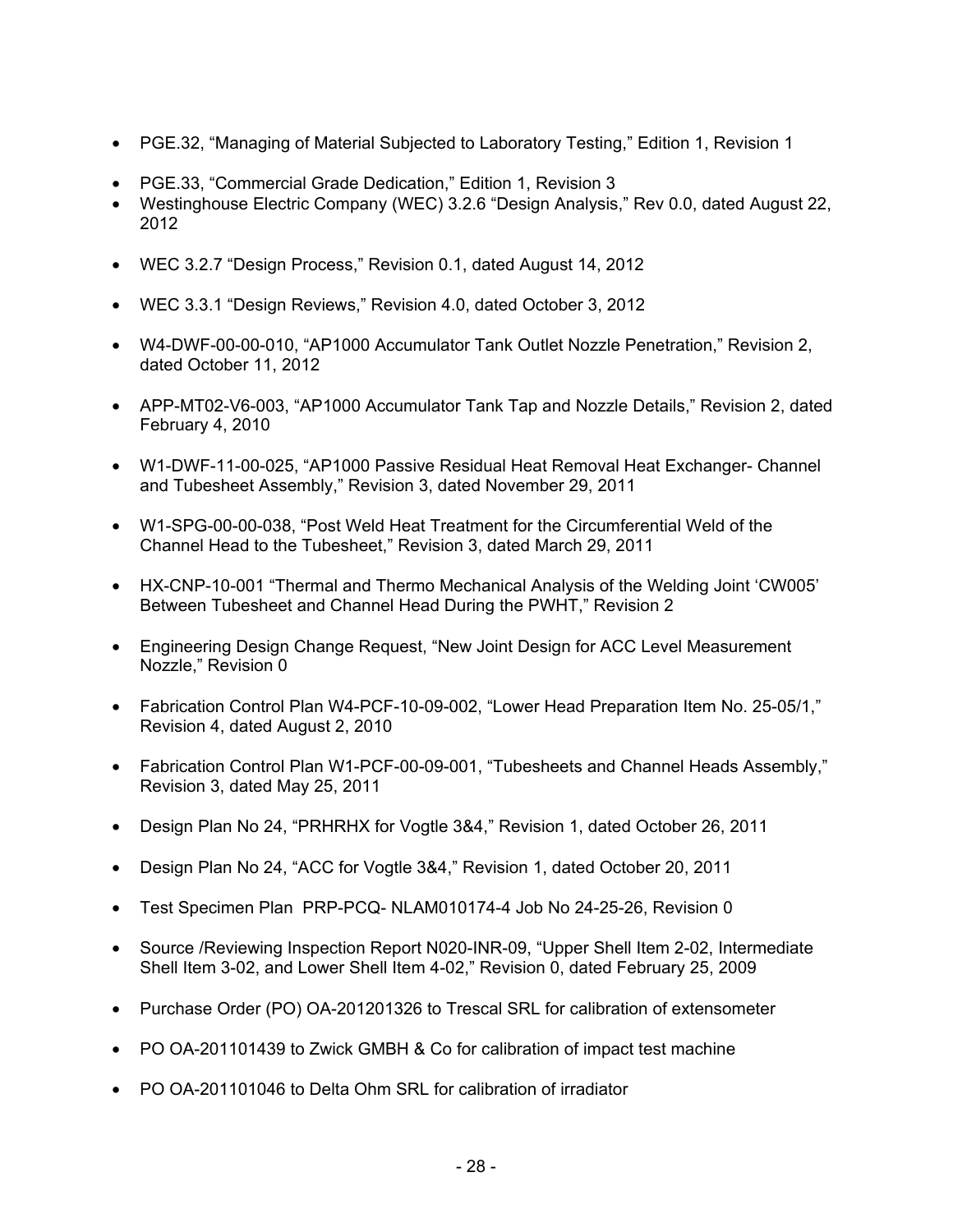- PGE.32, "Managing of Material Subjected to Laboratory Testing," Edition 1, Revision 1
- PGE.33, "Commercial Grade Dedication," Edition 1, Revision 3
- Westinghouse Electric Company (WEC) 3.2.6 "Design Analysis," Rev 0.0, dated August 22, 2012
- WEC 3.2.7 "Design Process," Revision 0.1, dated August 14, 2012
- WEC 3.3.1 "Design Reviews," Revision 4.0, dated October 3, 2012
- W4-DWF-00-00-010, "AP1000 Accumulator Tank Outlet Nozzle Penetration," Revision 2, dated October 11, 2012
- APP-MT02-V6-003, "AP1000 Accumulator Tank Tap and Nozzle Details," Revision 2, dated February 4, 2010
- W1-DWF-11-00-025, "AP1000 Passive Residual Heat Removal Heat Exchanger- Channel and Tubesheet Assembly," Revision 3, dated November 29, 2011
- W1-SPG-00-00-038, "Post Weld Heat Treatment for the Circumferential Weld of the Channel Head to the Tubesheet," Revision 3, dated March 29, 2011
- HX-CNP-10-001 "Thermal and Thermo Mechanical Analysis of the Welding Joint 'CW005' Between Tubesheet and Channel Head During the PWHT," Revision 2
- Engineering Design Change Request, "New Joint Design for ACC Level Measurement Nozzle," Revision 0
- Fabrication Control Plan W4-PCF-10-09-002, "Lower Head Preparation Item No. 25-05/1," Revision 4, dated August 2, 2010
- Fabrication Control Plan W1-PCF-00-09-001, "Tubesheets and Channel Heads Assembly," Revision 3, dated May 25, 2011
- Design Plan No 24, "PRHRHX for Vogtle 3&4," Revision 1, dated October 26, 2011
- Design Plan No 24, "ACC for Vogtle 3&4," Revision 1, dated October 20, 2011
- Test Specimen Plan PRP-PCQ- NLAM010174-4 Job No 24-25-26, Revision 0
- Source /Reviewing Inspection Report N020-INR-09, "Upper Shell Item 2-02, Intermediate Shell Item 3-02, and Lower Shell Item 4-02," Revision 0, dated February 25, 2009
- Purchase Order (PO) OA-201201326 to Trescal SRL for calibration of extensometer
- PO OA-201101439 to Zwick GMBH & Co for calibration of impact test machine
- PO OA-201101046 to Delta Ohm SRL for calibration of irradiator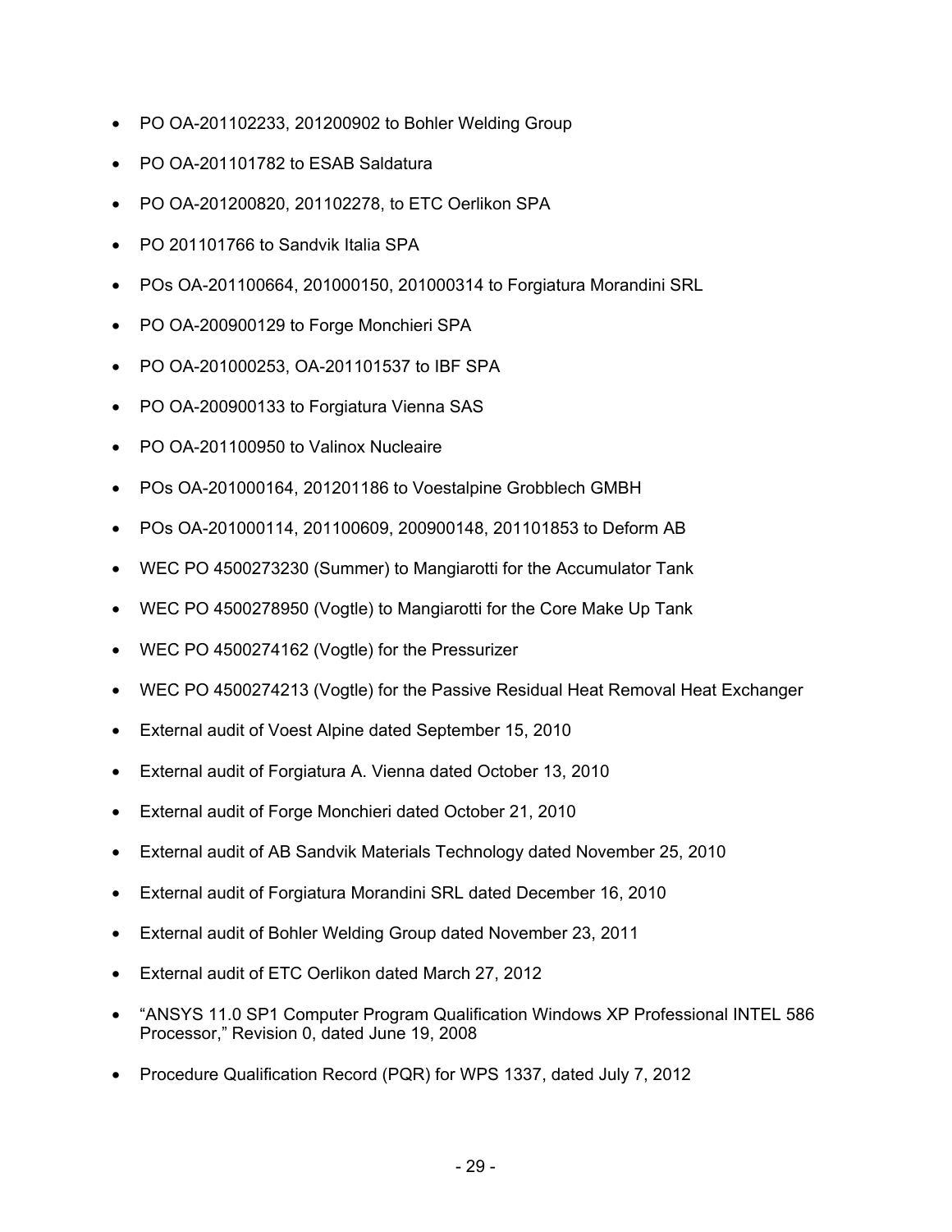- PO OA-201102233, 201200902 to Bohler Welding Group
- PO OA-201101782 to ESAB Saldatura
- PO OA-201200820, 201102278, to ETC Oerlikon SPA
- PO 201101766 to Sandvik Italia SPA
- POs OA-201100664, 201000150, 201000314 to Forgiatura Morandini SRL
- PO OA-200900129 to Forge Monchieri SPA
- PO OA-201000253, OA-201101537 to IBF SPA
- PO OA-200900133 to Forgiatura Vienna SAS
- PO OA-201100950 to Valinox Nucleaire
- POs OA-201000164, 201201186 to Voestalpine Grobblech GMBH
- POs OA-201000114, 201100609, 200900148, 201101853 to Deform AB
- WEC PO 4500273230 (Summer) to Mangiarotti for the Accumulator Tank
- WEC PO 4500278950 (Vogtle) to Mangiarotti for the Core Make Up Tank
- WEC PO 4500274162 (Vogtle) for the Pressurizer
- WEC PO 4500274213 (Vogtle) for the Passive Residual Heat Removal Heat Exchanger
- External audit of Voest Alpine dated September 15, 2010
- External audit of Forgiatura A. Vienna dated October 13, 2010
- External audit of Forge Monchieri dated October 21, 2010
- External audit of AB Sandvik Materials Technology dated November 25, 2010
- External audit of Forgiatura Morandini SRL dated December 16, 2010
- External audit of Bohler Welding Group dated November 23, 2011
- External audit of ETC Oerlikon dated March 27, 2012
- "ANSYS 11.0 SP1 Computer Program Qualification Windows XP Professional INTEL 586 Processor," Revision 0, dated June 19, 2008
- Procedure Qualification Record (PQR) for WPS 1337, dated July 7, 2012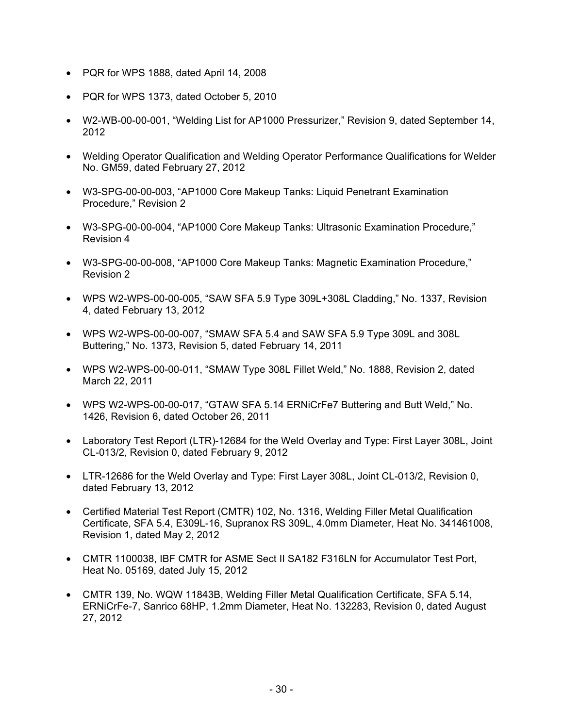- PQR for WPS 1888, dated April 14, 2008
- PQR for WPS 1373, dated October 5, 2010
- W2-WB-00-00-001, "Welding List for AP1000 Pressurizer," Revision 9, dated September 14, 2012
- Welding Operator Qualification and Welding Operator Performance Qualifications for Welder No. GM59, dated February 27, 2012
- W3-SPG-00-00-003, "AP1000 Core Makeup Tanks: Liquid Penetrant Examination Procedure," Revision 2
- W3-SPG-00-00-004, "AP1000 Core Makeup Tanks: Ultrasonic Examination Procedure," Revision 4
- W3-SPG-00-00-008, "AP1000 Core Makeup Tanks: Magnetic Examination Procedure," Revision 2
- WPS W2-WPS-00-00-005, "SAW SFA 5.9 Type 309L+308L Cladding," No. 1337, Revision 4, dated February 13, 2012
- WPS W2-WPS-00-00-007, "SMAW SFA 5.4 and SAW SFA 5.9 Type 309L and 308L Buttering," No. 1373, Revision 5, dated February 14, 2011
- WPS W2-WPS-00-00-011, "SMAW Type 308L Fillet Weld," No. 1888, Revision 2, dated March 22, 2011
- WPS W2-WPS-00-00-017, "GTAW SFA 5.14 ERNiCrFe7 Buttering and Butt Weld," No. 1426, Revision 6, dated October 26, 2011
- Laboratory Test Report (LTR)-12684 for the Weld Overlay and Type: First Layer 308L, Joint CL-013/2, Revision 0, dated February 9, 2012
- LTR-12686 for the Weld Overlay and Type: First Layer 308L, Joint CL-013/2, Revision 0, dated February 13, 2012
- Certified Material Test Report (CMTR) 102, No. 1316, Welding Filler Metal Qualification Certificate, SFA 5.4, E309L-16, Supranox RS 309L, 4.0mm Diameter, Heat No. 341461008, Revision 1, dated May 2, 2012
- CMTR 1100038, IBF CMTR for ASME Sect II SA182 F316LN for Accumulator Test Port, Heat No. 05169, dated July 15, 2012
- CMTR 139, No. WQW 11843B, Welding Filler Metal Qualification Certificate, SFA 5.14, ERNiCrFe-7, Sanrico 68HP, 1.2mm Diameter, Heat No. 132283, Revision 0, dated August 27, 2012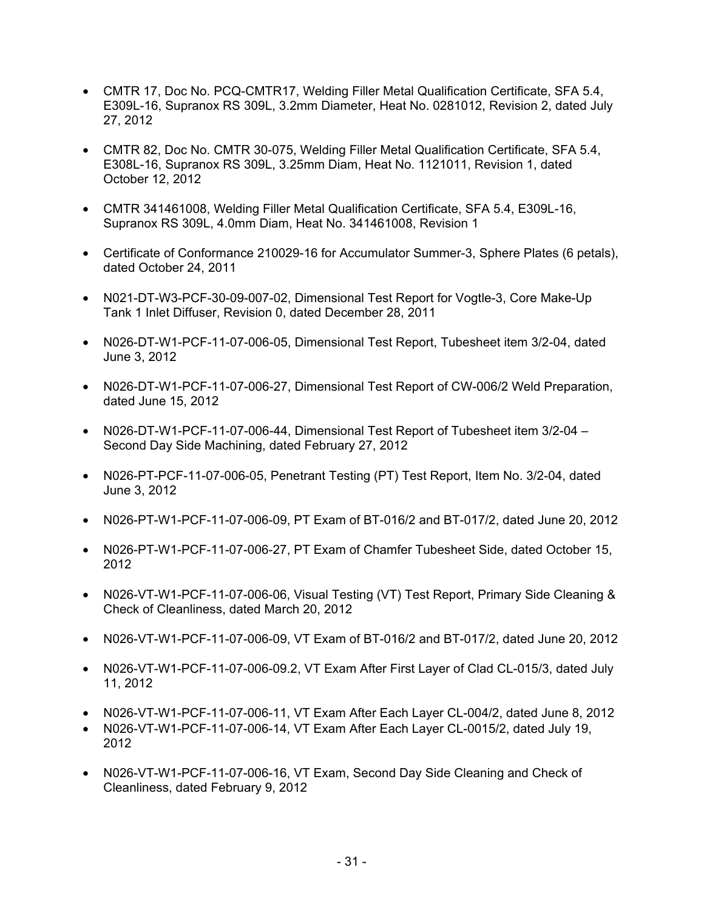- CMTR 17, Doc No. PCQ-CMTR17, Welding Filler Metal Qualification Certificate, SFA 5.4, E309L-16, Supranox RS 309L, 3.2mm Diameter, Heat No. 0281012, Revision 2, dated July 27, 2012

- CMTR 82, Doc No. CMTR 30-075, Welding Filler Metal Qualification Certificate, SFA 5.4, E308L-16, Supranox RS 309L, 3.25mm Diam, Heat No. 1121011, Revision 1, dated October 12, 2012

- CMTR 341461008, Welding Filler Metal Qualification Certificate, SFA 5.4, E309L-16, Supranox RS 309L, 4.0mm Diam, Heat No. 341461008, Revision 1

- Certificate of Conformance 210029-16 for Accumulator Summer-3, Sphere Plates (6 petals), dated October 24, 2011

- N021-DT-W3-PCF-30-09-007-02, Dimensional Test Report for Vogtle-3, Core Make-Up Tank 1 Inlet Diffuser, Revision 0, dated December 28, 2011

- N026-DT-W1-PCF-11-07-006-05, Dimensional Test Report, Tubesheet item 3/2-04, dated June 3, 2012

- N026-DT-W1-PCF-11-07-006-27, Dimensional Test Report of CW-006/2 Weld Preparation, dated June 15, 2012

- N026-DT-W1-PCF-11-07-006-44, Dimensional Test Report of Tubesheet item 3/2-04 – Second Day Side Machining, dated February 27, 2012

- N026-PT-PCF-11-07-006-05, Penetrant Testing (PT) Test Report, Item No. 3/2-04, dated June 3, 2012

- N026-PT-W1-PCF-11-07-006-09, PT Exam of BT-016/2 and BT-017/2, dated June 20, 2012

- N026-PT-W1-PCF-11-07-006-27, PT Exam of Chamfer Tubesheet Side, dated October 15, 2012

- N026-VT-W1-PCF-11-07-006-06, Visual Testing (VT) Test Report, Primary Side Cleaning & Check of Cleanliness, dated March 20, 2012

- N026-VT-W1-PCF-11-07-006-09, VT Exam of BT-016/2 and BT-017/2, dated June 20, 2012

- N026-VT-W1-PCF-11-07-006-09.2, VT Exam After First Layer of Clad CL-015/3, dated July 11, 2012

- N026-VT-W1-PCF-11-07-006-11, VT Exam After Each Layer CL-004/2, dated June 8, 2012
- N026-VT-W1-PCF-11-07-006-14, VT Exam After Each Layer CL-0015/2, dated July 19, 2012

- N026-VT-W1-PCF-11-07-006-16, VT Exam, Second Day Side Cleaning and Check of Cleanliness, dated February 9, 2012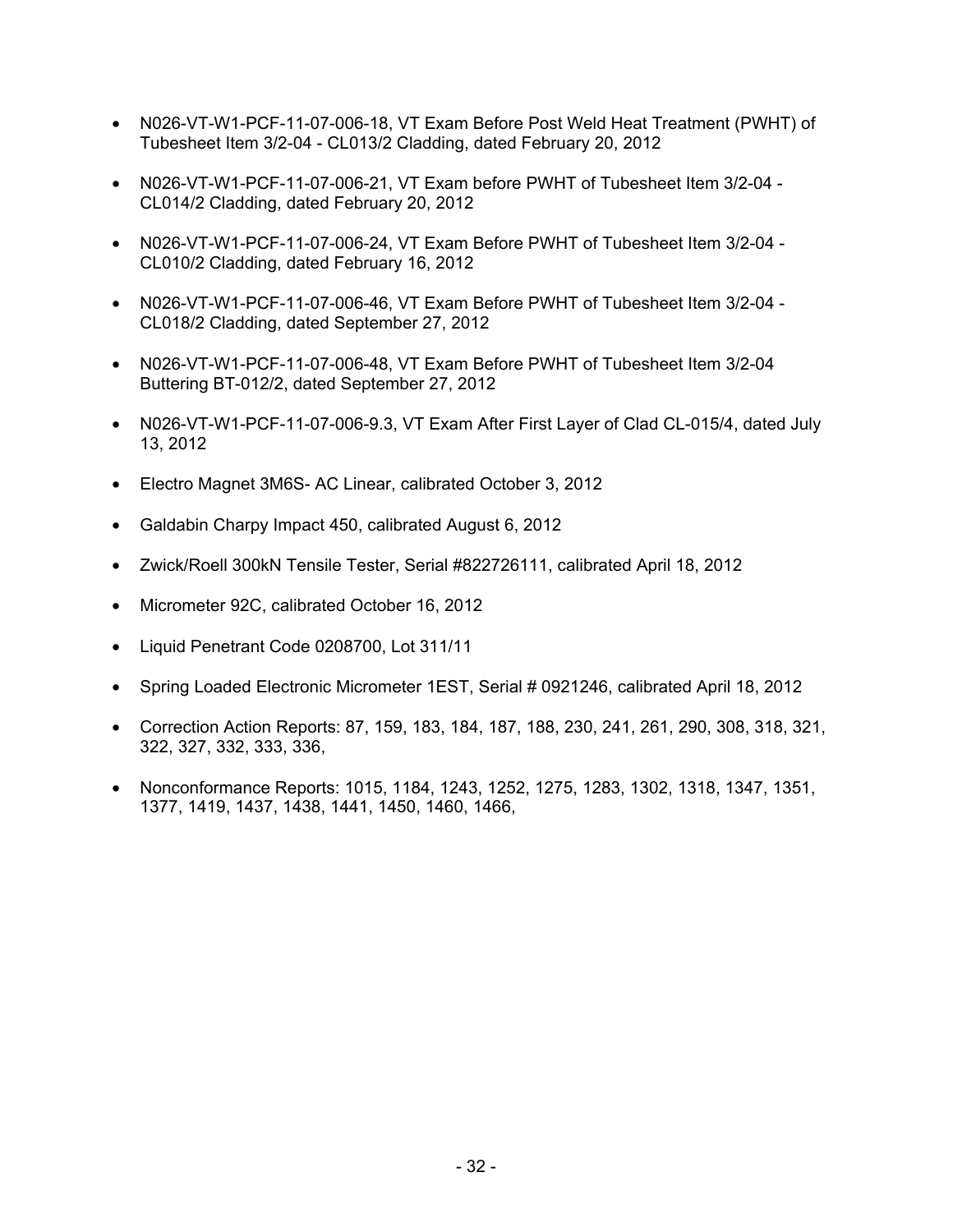- N026-VT-W1-PCF-11-07-006-18, VT Exam Before Post Weld Heat Treatment (PWHT) of Tubesheet Item 3/2-04 - CL013/2 Cladding, dated February 20, 2012

- N026-VT-W1-PCF-11-07-006-21, VT Exam before PWHT of Tubesheet Item 3/2-04 - CL014/2 Cladding, dated February 20, 2012

- N026-VT-W1-PCF-11-07-006-24, VT Exam Before PWHT of Tubesheet Item 3/2-04 - CL010/2 Cladding, dated February 16, 2012

- N026-VT-W1-PCF-11-07-006-46, VT Exam Before PWHT of Tubesheet Item 3/2-04 - CL018/2 Cladding, dated September 27, 2012

- N026-VT-W1-PCF-11-07-006-48, VT Exam Before PWHT of Tubesheet Item 3/2-04 Buttering BT-012/2, dated September 27, 2012

- N026-VT-W1-PCF-11-07-006-9.3, VT Exam After First Layer of Clad CL-015/4, dated July 13, 2012

- Electro Magnet 3M6S- AC Linear, calibrated October 3, 2012

- Galdabin Charpy Impact 450, calibrated August 6, 2012

- Zwick/Roell 300kN Tensile Tester, Serial #822726111, calibrated April 18, 2012

- Micrometer 92C, calibrated October 16, 2012

- Liquid Penetrant Code 0208700, Lot 311/11

- Spring Loaded Electronic Micrometer 1EST, Serial # 0921246, calibrated April 18, 2012

- Correction Action Reports: 87, 159, 183, 184, 187, 188, 230, 241, 261, 290, 308, 318, 321, 322, 327, 332, 333, 336,

- Nonconformance Reports: 1015, 1184, 1243, 1252, 1275, 1283, 1302, 1318, 1347, 1351, 1377, 1419, 1437, 1438, 1441, 1450, 1460, 1466,